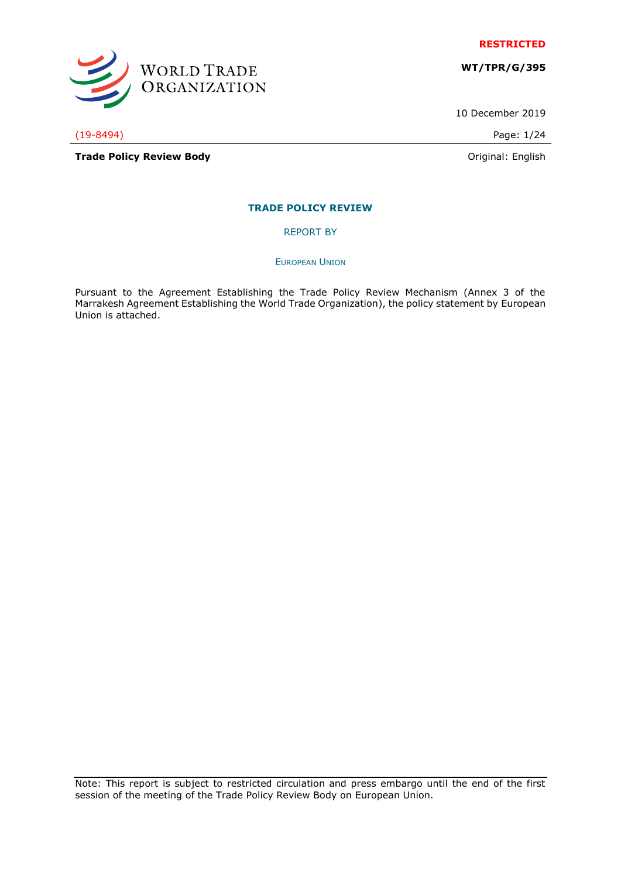WORLD TRADE ORGANIZATION

**RESTRICTED**

**WT/TPR/G/395**

10 December 2019

(19-8494)

**Trade Policy Review Body**

Original: English

## TRADE POLICY REVIEW

REPORT BY

EUROPEAN UNION

Pursuant to the Agreement Establishing the Trade Policy Review Mechanism (Annex 3 of the Marrakesh Agreement Establishing the World Trade Organization), the policy statement by European Union is attached.

Note: This report is subject to restricted circulation and press embargo until the end of the first session of the meeting of the Trade Policy Review Body on European Union.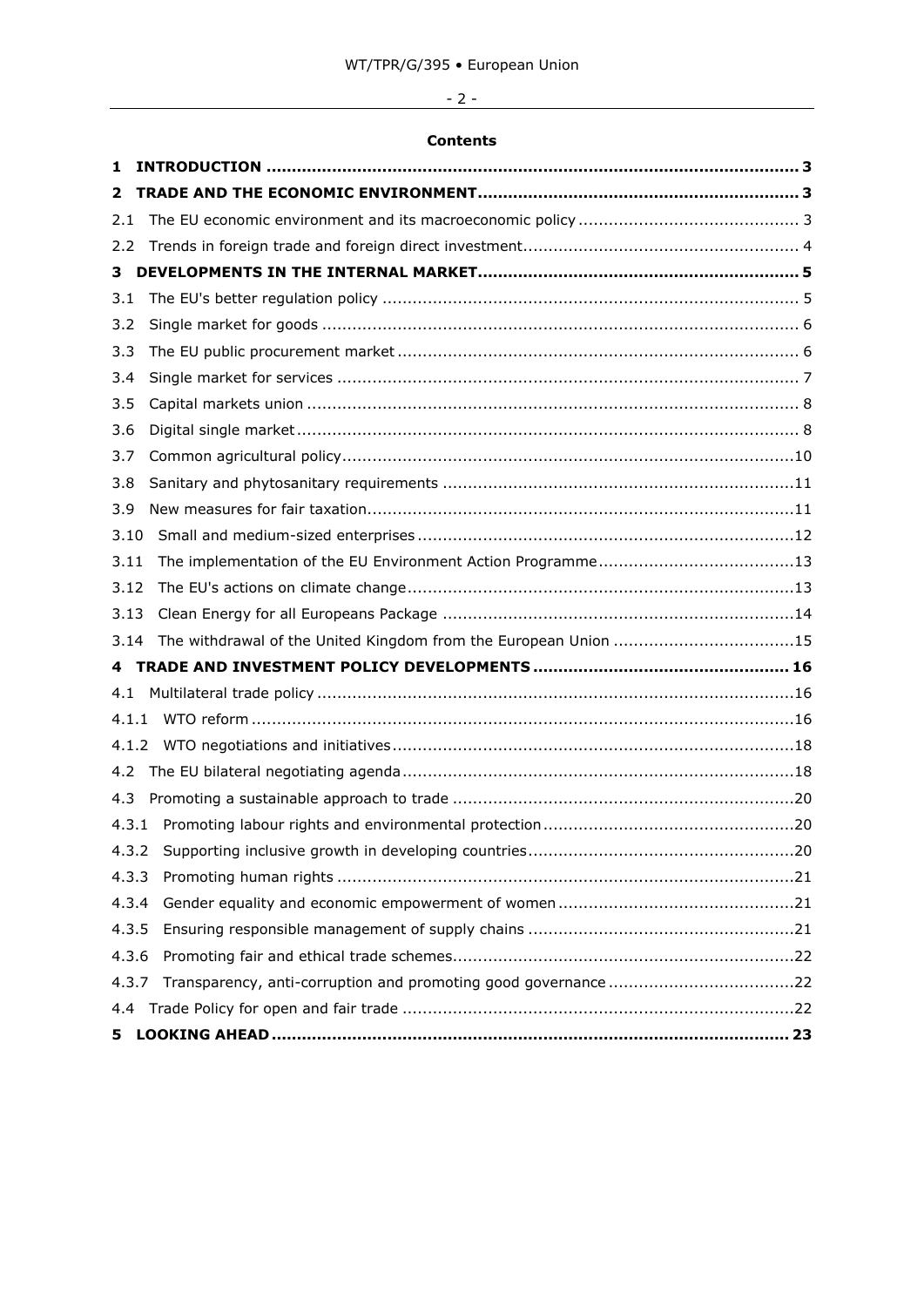**Contents**

**1 INTRODUCTION** ........................................................................................................ 3

**2 TRADE AND THE ECONOMIC ENVIRONMENT** ........................................................... 3

2.1 The EU economic environment and its macroeconomic policy ......................................... 3

2.2 Trends in foreign trade and foreign direct investment...................................................... 4

**3 DEVELOPMENTS IN THE INTERNAL MARKET** ........................................................... 5

3.1 The EU's better regulation policy ................................................................................ 5

3.2 Single market for goods ............................................................................................ 6

3.3 The EU public procurement market ............................................................................. 6

3.4 Single market for services .......................................................................................... 7

3.5 Capital markets union ................................................................................................ 8

3.6 Digital single market .................................................................................................. 8

3.7 Common agricultural policy........................................................................................ 10

3.8 Sanitary and phytosanitary requirements .................................................................... 11

3.9 New measures for fair taxation................................................................................... 11

3.10 Small and medium-sized enterprises ........................................................................ 12

3.11 The implementation of the EU Environment Action Programme .................................... 13

3.12 The EU's actions on climate change .......................................................................... 13

3.13 Clean Energy for all Europeans Package .................................................................... 14

3.14 The withdrawal of the United Kingdom from the European Union .................................. 15

**4 TRADE AND INVESTMENT POLICY DEVELOPMENTS** ................................................ 16

4.1 Multilateral trade policy ............................................................................................. 16

4.1.1 WTO reform .......................................................................................................... 16

4.1.2 WTO negotiations and initiatives .............................................................................. 18

4.2 The EU bilateral negotiating agenda ............................................................................ 18

4.3 Promoting a sustainable approach to trade ................................................................... 20

4.3.1 Promoting labour rights and environmental protection ................................................. 20

4.3.2 Supporting inclusive growth in developing countries .................................................... 20

4.3.3 Promoting human rights .......................................................................................... 21

4.3.4 Gender equality and economic empowerment of women .............................................. 21

4.3.5 Ensuring responsible management of supply chains .................................................... 21

4.3.6 Promoting fair and ethical trade schemes................................................................... 22

4.3.7 Transparency, anti-corruption and promoting good governance .................................... 22

4.4 Trade Policy for open and fair trade ............................................................................ 22

**5 LOOKING AHEAD** ..................................................................................................... 23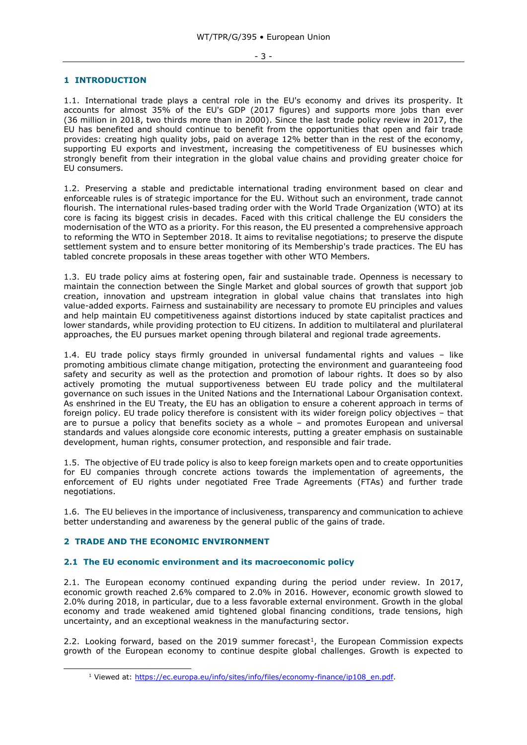# 1 INTRODUCTION

1.1. International trade plays a central role in the EU's economy and drives its prosperity. It accounts for almost 35% of the EU's GDP (2017 figures) and supports more jobs than ever (36 million in 2018, two thirds more than in 2000). Since the last trade policy review in 2017, the EU has benefited and should continue to benefit from the opportunities that open and fair trade provides: creating high quality jobs, paid on average 12% better than in the rest of the economy, supporting EU exports and investment, increasing the competitiveness of EU businesses which strongly benefit from their integration in the global value chains and providing greater choice for EU consumers.

1.2. Preserving a stable and predictable international trading environment based on clear and enforceable rules is of strategic importance for the EU. Without such an environment, trade cannot flourish. The international rules-based trading order with the World Trade Organization (WTO) at its core is facing its biggest crisis in decades. Faced with this critical challenge the EU considers the modernisation of the WTO as a priority. For this reason, the EU presented a comprehensive approach to reforming the WTO in September 2018. It aims to revitalise negotiations; to preserve the dispute settlement system and to ensure better monitoring of its Membership's trade practices. The EU has tabled concrete proposals in these areas together with other WTO Members.

1.3. EU trade policy aims at fostering open, fair and sustainable trade. Openness is necessary to maintain the connection between the Single Market and global sources of growth that support job creation, innovation and upstream integration in global value chains that translates into high value-added exports. Fairness and sustainability are necessary to promote EU principles and values and help maintain EU competitiveness against distortions induced by state capitalist practices and lower standards, while providing protection to EU citizens. In addition to multilateral and plurilateral approaches, the EU pursues market opening through bilateral and regional trade agreements.

1.4. EU trade policy stays firmly grounded in universal fundamental rights and values – like promoting ambitious climate change mitigation, protecting the environment and guaranteeing food safety and security as well as the protection and promotion of labour rights. It does so by also actively promoting the mutual supportiveness between EU trade policy and the multilateral governance on such issues in the United Nations and the International Labour Organisation context. As enshrined in the EU Treaty, the EU has an obligation to ensure a coherent approach in terms of foreign policy. EU trade policy therefore is consistent with its wider foreign policy objectives – that are to pursue a policy that benefits society as a whole – and promotes European and universal standards and values alongside core economic interests, putting a greater emphasis on sustainable development, human rights, consumer protection, and responsible and fair trade.

1.5. The objective of EU trade policy is also to keep foreign markets open and to create opportunities for EU companies through concrete actions towards the implementation of agreements, the enforcement of EU rights under negotiated Free Trade Agreements (FTAs) and further trade negotiations.

1.6. The EU believes in the importance of inclusiveness, transparency and communication to achieve better understanding and awareness by the general public of the gains of trade.

# 2 TRADE AND THE ECONOMIC ENVIRONMENT

## 2.1 The EU economic environment and its macroeconomic policy

2.1. The European economy continued expanding during the period under review. In 2017, economic growth reached 2.6% compared to 2.0% in 2016. However, economic growth slowed to 2.0% during 2018, in particular, due to a less favorable external environment. Growth in the global economy and trade weakened amid tightened global financing conditions, trade tensions, high uncertainty, and an exceptional weakness in the manufacturing sector.

2.2. Looking forward, based on the 2019 summer forecast[1], the European Commission expects growth of the European economy to continue despite global challenges. Growth is expected to

[1] Viewed at: https://ec.europa.eu/info/sites/info/files/economy-finance/ip108_en.pdf.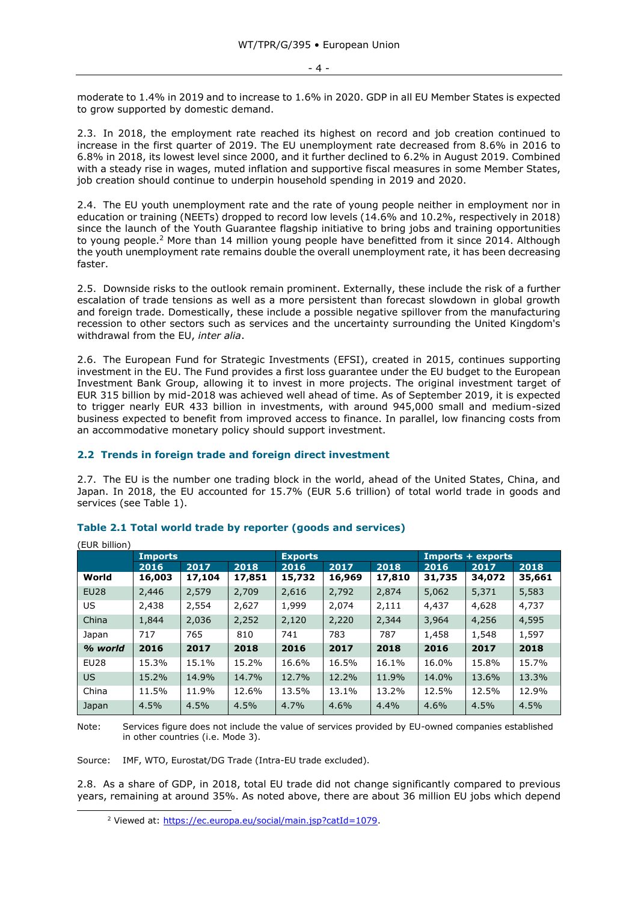moderate to 1.4% in 2019 and to increase to 1.6% in 2020. GDP in all EU Member States is expected to grow supported by domestic demand.

2.3. In 2018, the employment rate reached its highest on record and job creation continued to increase in the first quarter of 2019. The EU unemployment rate decreased from 8.6% in 2016 to 6.8% in 2018, its lowest level since 2000, and it further declined to 6.2% in August 2019. Combined with a steady rise in wages, muted inflation and supportive fiscal measures in some Member States, job creation should continue to underpin household spending in 2019 and 2020.

2.4. The EU youth unemployment rate and the rate of young people neither in employment nor in education or training (NEETs) dropped to record low levels (14.6% and 10.2%, respectively in 2018) since the launch of the Youth Guarantee flagship initiative to bring jobs and training opportunities to young people.[2] More than 14 million young people have benefitted from it since 2014. Although the youth unemployment rate remains double the overall unemployment rate, it has been decreasing faster.

2.5. Downside risks to the outlook remain prominent. Externally, these include the risk of a further escalation of trade tensions as well as a more persistent than forecast slowdown in global growth and foreign trade. Domestically, these include a possible negative spillover from the manufacturing recession to other sectors such as services and the uncertainty surrounding the United Kingdom's withdrawal from the EU, *inter alia*.

2.6. The European Fund for Strategic Investments (EFSI), created in 2015, continues supporting investment in the EU. The Fund provides a first loss guarantee under the EU budget to the European Investment Bank Group, allowing it to invest in more projects. The original investment target of EUR 315 billion by mid-2018 was achieved well ahead of time. As of September 2019, it is expected to trigger nearly EUR 433 billion in investments, with around 945,000 small and medium-sized business expected to benefit from improved access to finance. In parallel, low financing costs from an accommodative monetary policy should support investment.

## 2.2 Trends in foreign trade and foreign direct investment

2.7. The EU is the number one trading block in the world, ahead of the United States, China, and Japan. In 2018, the EU accounted for 15.7% (EUR 5.6 trillion) of total world trade in goods and services (see Table 1).

### Table 2.1 Total world trade by reporter (goods and services)

(EUR billion)

| | Imports | | | Exports | | | Imports + exports | | |
|---|---|---|---|---|---|---|---|---|---|
| | 2016 | 2017 | 2018 | 2016 | 2017 | 2018 | 2016 | 2017 | 2018 |
| **World** | **16,003** | **17,104** | **17,851** | **15,732** | **16,969** | **17,810** | **31,735** | **34,072** | **35,661** |
| EU28 | 2,446 | 2,579 | 2,709 | 2,616 | 2,792 | 2,874 | 5,062 | 5,371 | 5,583 |
| US | 2,438 | 2,554 | 2,627 | 1,999 | 2,074 | 2,111 | 4,437 | 4,628 | 4,737 |
| China | 1,844 | 2,036 | 2,252 | 2,120 | 2,220 | 2,344 | 3,964 | 4,256 | 4,595 |
| Japan | 717 | 765 | 810 | 741 | 783 | 787 | 1,458 | 1,548 | 1,597 |
| ***% world*** | **2016** | **2017** | **2018** | **2016** | **2017** | **2018** | **2016** | **2017** | **2018** |
| EU28 | 15.3% | 15.1% | 15.2% | 16.6% | 16.5% | 16.1% | 16.0% | 15.8% | 15.7% |
| US | 15.2% | 14.9% | 14.7% | 12.7% | 12.2% | 11.9% | 14.0% | 13.6% | 13.3% |
| China | 11.5% | 11.9% | 12.6% | 13.5% | 13.1% | 13.2% | 12.5% | 12.5% | 12.9% |
| Japan | 4.5% | 4.5% | 4.5% | 4.7% | 4.6% | 4.4% | 4.6% | 4.5% | 4.5% |

Note: Services figure does not include the value of services provided by EU-owned companies established in other countries (i.e. Mode 3).

Source: IMF, WTO, Eurostat/DG Trade (Intra-EU trade excluded).

2.8. As a share of GDP, in 2018, total EU trade did not change significantly compared to previous years, remaining at around 35%. As noted above, there are about 36 million EU jobs which depend

[2] Viewed at: https://ec.europa.eu/social/main.jsp?catId=1079.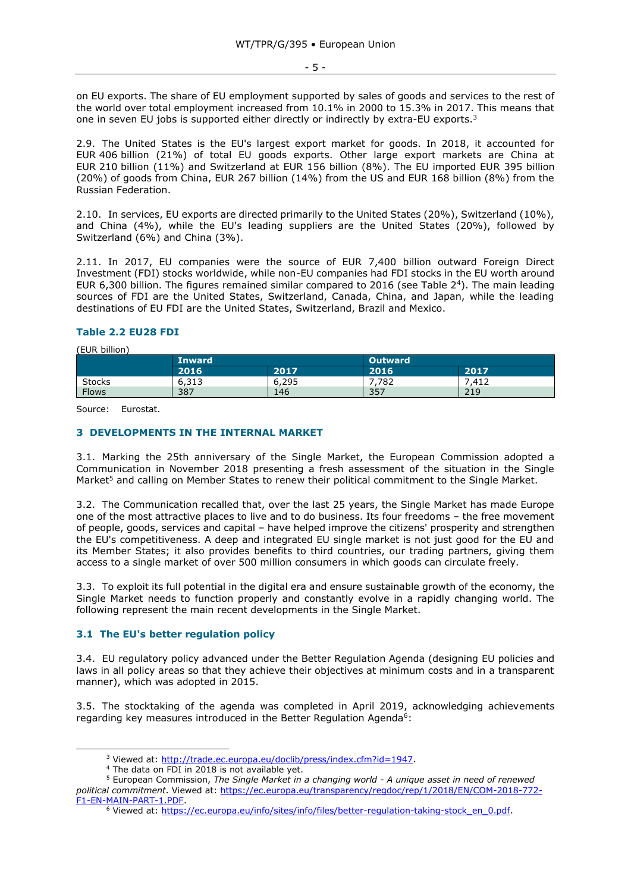on EU exports. The share of EU employment supported by sales of goods and services to the rest of the world over total employment increased from 10.1% in 2000 to 15.3% in 2017. This means that one in seven EU jobs is supported either directly or indirectly by extra-EU exports.[3]

2.9. The United States is the EU's largest export market for goods. In 2018, it accounted for EUR 406 billion (21%) of total EU goods exports. Other large export markets are China at EUR 210 billion (11%) and Switzerland at EUR 156 billion (8%). The EU imported EUR 395 billion (20%) of goods from China, EUR 267 billion (14%) from the US and EUR 168 billion (8%) from the Russian Federation.

2.10. In services, EU exports are directed primarily to the United States (20%), Switzerland (10%), and China (4%), while the EU's leading suppliers are the United States (20%), followed by Switzerland (6%) and China (3%).

2.11. In 2017, EU companies were the source of EUR 7,400 billion outward Foreign Direct Investment (FDI) stocks worldwide, while non-EU companies had FDI stocks in the EU worth around EUR 6,300 billion. The figures remained similar compared to 2016 (see Table 2[4]). The main leading sources of FDI are the United States, Switzerland, Canada, China, and Japan, while the leading destinations of EU FDI are the United States, Switzerland, Brazil and Mexico.

### Table 2.2 EU28 FDI

(EUR billion)

| | Inward | | Outward | |
|---|---|---|---|---|
| | 2016 | 2017 | 2016 | 2017 |
| Stocks | 6,313 | 6,295 | 7,782 | 7,412 |
| Flows | 387 | 146 | 357 | 219 |

Source: Eurostat.

## 3 DEVELOPMENTS IN THE INTERNAL MARKET

3.1. Marking the 25th anniversary of the Single Market, the European Commission adopted a Communication in November 2018 presenting a fresh assessment of the situation in the Single Market[5] and calling on Member States to renew their political commitment to the Single Market.

3.2. The Communication recalled that, over the last 25 years, the Single Market has made Europe one of the most attractive places to live and to do business. Its four freedoms – the free movement of people, goods, services and capital – have helped improve the citizens' prosperity and strengthen the EU's competitiveness. A deep and integrated EU single market is not just good for the EU and its Member States; it also provides benefits to third countries, our trading partners, giving them access to a single market of over 500 million consumers in which goods can circulate freely.

3.3. To exploit its full potential in the digital era and ensure sustainable growth of the economy, the Single Market needs to function properly and constantly evolve in a rapidly changing world. The following represent the main recent developments in the Single Market.

### 3.1 The EU's better regulation policy

3.4. EU regulatory policy advanced under the Better Regulation Agenda (designing EU policies and laws in all policy areas so that they achieve their objectives at minimum costs and in a transparent manner), which was adopted in 2015.

3.5. The stocktaking of the agenda was completed in April 2019, acknowledging achievements regarding key measures introduced in the Better Regulation Agenda[6]:

---

[3] Viewed at: http://trade.ec.europa.eu/doclib/press/index.cfm?id=1947.

[4] The data on FDI in 2018 is not available yet.

[5] European Commission, *The Single Market in a changing world - A unique asset in need of renewed political commitment*. Viewed at: https://ec.europa.eu/transparency/regdoc/rep/1/2018/EN/COM-2018-772-F1-EN-MAIN-PART-1.PDF.

[6] Viewed at: https://ec.europa.eu/info/sites/info/files/better-regulation-taking-stock_en_0.pdf.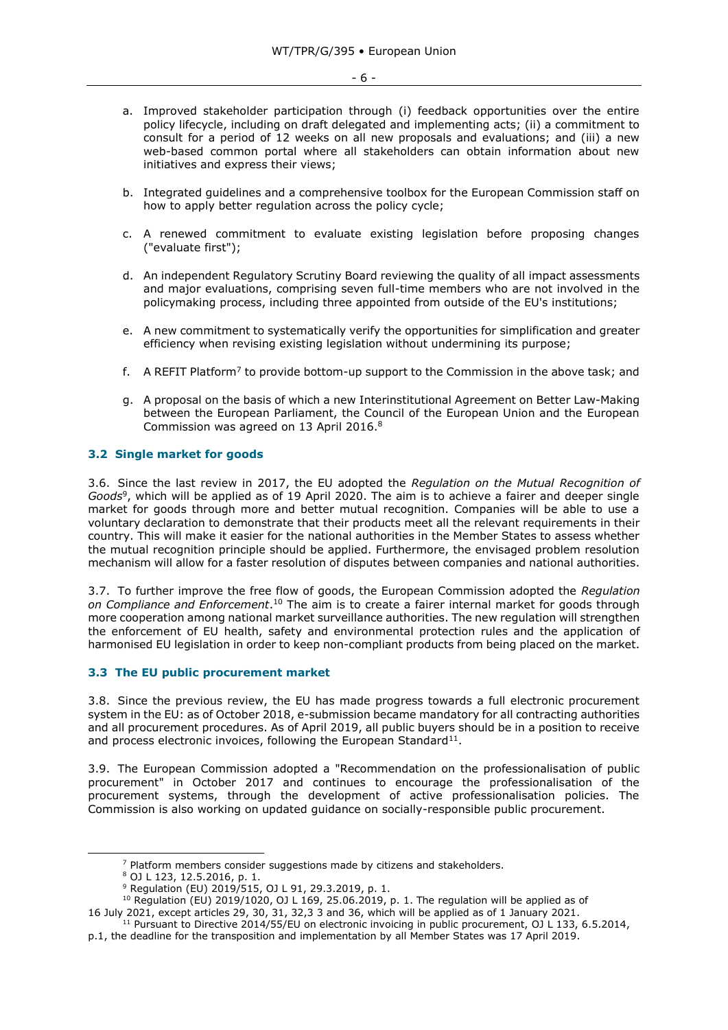a. Improved stakeholder participation through (i) feedback opportunities over the entire policy lifecycle, including on draft delegated and implementing acts; (ii) a commitment to consult for a period of 12 weeks on all new proposals and evaluations; and (iii) a new web-based common portal where all stakeholders can obtain information about new initiatives and express their views;

b. Integrated guidelines and a comprehensive toolbox for the European Commission staff on how to apply better regulation across the policy cycle;

c. A renewed commitment to evaluate existing legislation before proposing changes ("evaluate first");

d. An independent Regulatory Scrutiny Board reviewing the quality of all impact assessments and major evaluations, comprising seven full-time members who are not involved in the policymaking process, including three appointed from outside of the EU's institutions;

e. A new commitment to systematically verify the opportunities for simplification and greater efficiency when revising existing legislation without undermining its purpose;

f. A REFIT Platform[7] to provide bottom-up support to the Commission in the above task; and

g. A proposal on the basis of which a new Interinstitutional Agreement on Better Law-Making between the European Parliament, the Council of the European Union and the European Commission was agreed on 13 April 2016.[8]

### 3.2 Single market for goods

3.6. Since the last review in 2017, the EU adopted the *Regulation on the Mutual Recognition of Goods*[9], which will be applied as of 19 April 2020. The aim is to achieve a fairer and deeper single market for goods through more and better mutual recognition. Companies will be able to use a voluntary declaration to demonstrate that their products meet all the relevant requirements in their country. This will make it easier for the national authorities in the Member States to assess whether the mutual recognition principle should be applied. Furthermore, the envisaged problem resolution mechanism will allow for a faster resolution of disputes between companies and national authorities.

3.7. To further improve the free flow of goods, the European Commission adopted the *Regulation on Compliance and Enforcement*.[10] The aim is to create a fairer internal market for goods through more cooperation among national market surveillance authorities. The new regulation will strengthen the enforcement of EU health, safety and environmental protection rules and the application of harmonised EU legislation in order to keep non-compliant products from being placed on the market.

### 3.3 The EU public procurement market

3.8. Since the previous review, the EU has made progress towards a full electronic procurement system in the EU: as of October 2018, e-submission became mandatory for all contracting authorities and all procurement procedures. As of April 2019, all public buyers should be in a position to receive and process electronic invoices, following the European Standard[11].

3.9. The European Commission adopted a "Recommendation on the professionalisation of public procurement" in October 2017 and continues to encourage the professionalisation of the procurement systems, through the development of active professionalisation policies. The Commission is also working on updated guidance on socially-responsible public procurement.

---

[7] Platform members consider suggestions made by citizens and stakeholders.

[8] OJ L 123, 12.5.2016, p. 1.

[9] Regulation (EU) 2019/515, OJ L 91, 29.3.2019, p. 1.

[10] Regulation (EU) 2019/1020, OJ L 169, 25.06.2019, p. 1. The regulation will be applied as of 16 July 2021, except articles 29, 30, 31, 32,3 3 and 36, which will be applied as of 1 January 2021.

[11] Pursuant to Directive 2014/55/EU on electronic invoicing in public procurement, OJ L 133, 6.5.2014, p.1, the deadline for the transposition and implementation by all Member States was 17 April 2019.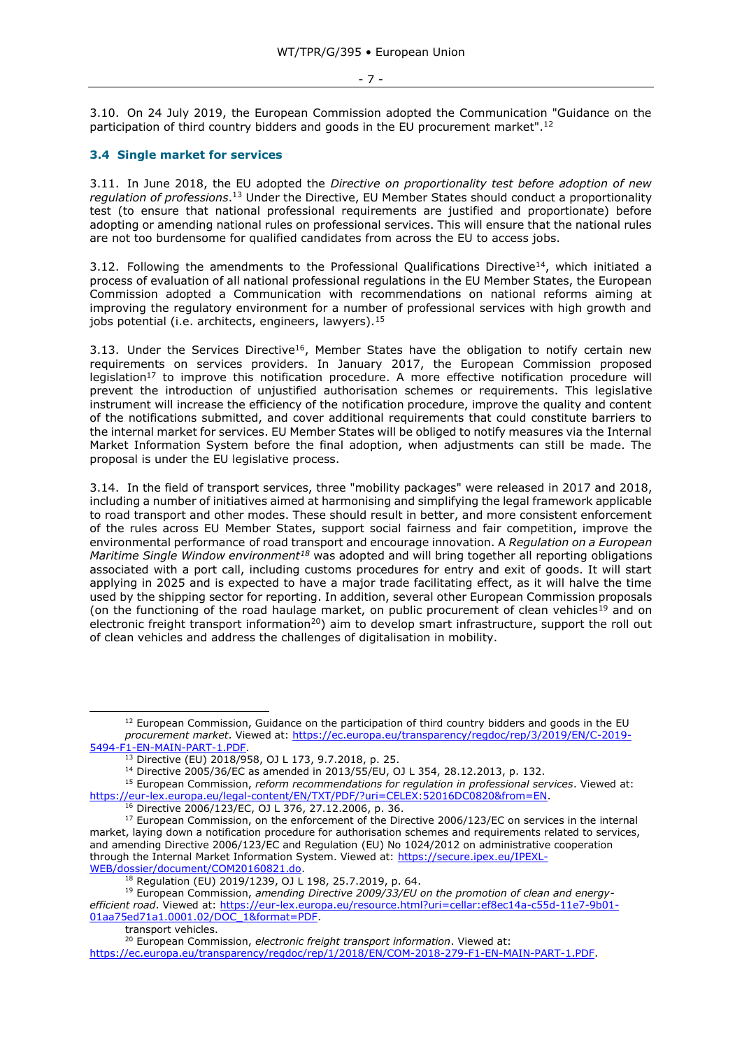3.10. On 24 July 2019, the European Commission adopted the Communication "Guidance on the participation of third country bidders and goods in the EU procurement market".[12]

### 3.4 Single market for services

3.11. In June 2018, the EU adopted the *Directive on proportionality test before adoption of new regulation of professions*.[13] Under the Directive, EU Member States should conduct a proportionality test (to ensure that national professional requirements are justified and proportionate) before adopting or amending national rules on professional services. This will ensure that the national rules are not too burdensome for qualified candidates from across the EU to access jobs.

3.12. Following the amendments to the Professional Qualifications Directive[14], which initiated a process of evaluation of all national professional regulations in the EU Member States, the European Commission adopted a Communication with recommendations on national reforms aiming at improving the regulatory environment for a number of professional services with high growth and jobs potential (i.e. architects, engineers, lawyers).[15]

3.13. Under the Services Directive[16], Member States have the obligation to notify certain new requirements on services providers. In January 2017, the European Commission proposed legislation[17] to improve this notification procedure. A more effective notification procedure will prevent the introduction of unjustified authorisation schemes or requirements. This legislative instrument will increase the efficiency of the notification procedure, improve the quality and content of the notifications submitted, and cover additional requirements that could constitute barriers to the internal market for services. EU Member States will be obliged to notify measures via the Internal Market Information System before the final adoption, when adjustments can still be made. The proposal is under the EU legislative process.

3.14. In the field of transport services, three "mobility packages" were released in 2017 and 2018, including a number of initiatives aimed at harmonising and simplifying the legal framework applicable to road transport and other modes. These should result in better, and more consistent enforcement of the rules across EU Member States, support social fairness and fair competition, improve the environmental performance of road transport and encourage innovation. A *Regulation on a European Maritime Single Window environment*[18] was adopted and will bring together all reporting obligations associated with a port call, including customs procedures for entry and exit of goods. It will start applying in 2025 and is expected to have a major trade facilitating effect, as it will halve the time used by the shipping sector for reporting. In addition, several other European Commission proposals (on the functioning of the road haulage market, on public procurement of clean vehicles[19] and on electronic freight transport information[20]) aim to develop smart infrastructure, support the roll out of clean vehicles and address the challenges of digitalisation in mobility.

---

[12] European Commission, Guidance on the participation of third country bidders and goods in the EU *procurement market*. Viewed at: https://ec.europa.eu/transparency/regdoc/rep/3/2019/EN/C-2019-5494-F1-EN-MAIN-PART-1.PDF.

[13] Directive (EU) 2018/958, OJ L 173, 9.7.2018, p. 25.

[14] Directive 2005/36/EC as amended in 2013/55/EU, OJ L 354, 28.12.2013, p. 132.

[15] European Commission, *reform recommendations for regulation in professional services*. Viewed at: https://eur-lex.europa.eu/legal-content/EN/TXT/PDF/?uri=CELEX:52016DC0820&from=EN.

[16] Directive 2006/123/EC, OJ L 376, 27.12.2006, p. 36.

[17] European Commission, on the enforcement of the Directive 2006/123/EC on services in the internal market, laying down a notification procedure for authorisation schemes and requirements related to services, and amending Directive 2006/123/EC and Regulation (EU) No 1024/2012 on administrative cooperation through the Internal Market Information System. Viewed at: https://secure.ipex.eu/IPEXL-WEB/dossier/document/COM20160821.do.

[18] Regulation (EU) 2019/1239, OJ L 198, 25.7.2019, p. 64.

[19] European Commission, *amending Directive 2009/33/EU on the promotion of clean and energy-efficient road*. Viewed at: https://eur-lex.europa.eu/resource.html?uri=cellar:ef8ec14a-c55d-11e7-9b01-01aa75ed71a1.0001.02/DOC_1&format=PDF.

transport vehicles.

[20] European Commission, *electronic freight transport information*. Viewed at: https://ec.europa.eu/transparency/regdoc/rep/1/2018/EN/COM-2018-279-F1-EN-MAIN-PART-1.PDF.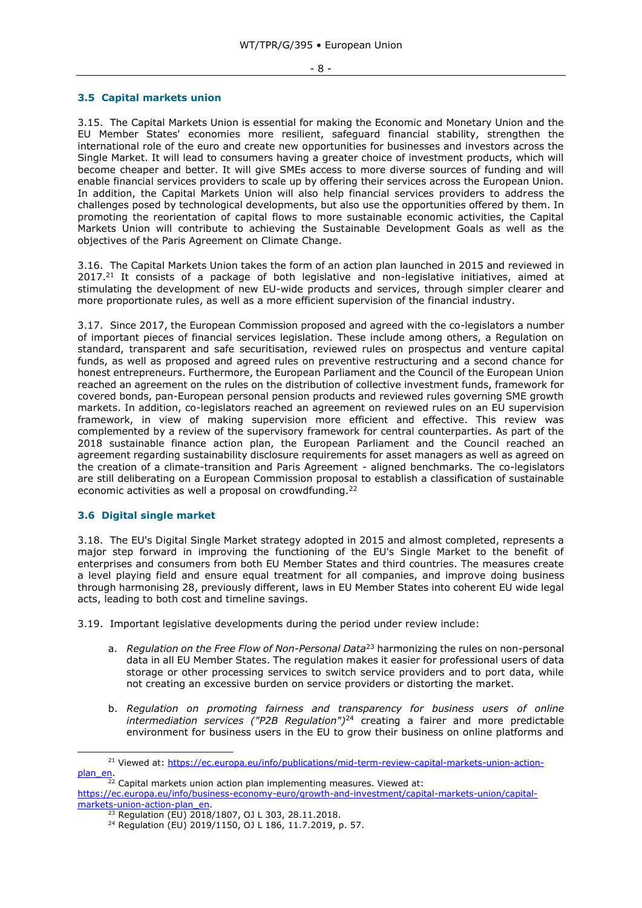### 3.5 Capital markets union

3.15. The Capital Markets Union is essential for making the Economic and Monetary Union and the EU Member States' economies more resilient, safeguard financial stability, strengthen the international role of the euro and create new opportunities for businesses and investors across the Single Market. It will lead to consumers having a greater choice of investment products, which will become cheaper and better. It will give SMEs access to more diverse sources of funding and will enable financial services providers to scale up by offering their services across the European Union. In addition, the Capital Markets Union will also help financial services providers to address the challenges posed by technological developments, but also use the opportunities offered by them. In promoting the reorientation of capital flows to more sustainable economic activities, the Capital Markets Union will contribute to achieving the Sustainable Development Goals as well as the objectives of the Paris Agreement on Climate Change.

3.16. The Capital Markets Union takes the form of an action plan launched in 2015 and reviewed in 2017.[21] It consists of a package of both legislative and non-legislative initiatives, aimed at stimulating the development of new EU-wide products and services, through simpler clearer and more proportionate rules, as well as a more efficient supervision of the financial industry.

3.17. Since 2017, the European Commission proposed and agreed with the co-legislators a number of important pieces of financial services legislation. These include among others, a Regulation on standard, transparent and safe securitisation, reviewed rules on prospectus and venture capital funds, as well as proposed and agreed rules on preventive restructuring and a second chance for honest entrepreneurs. Furthermore, the European Parliament and the Council of the European Union reached an agreement on the rules on the distribution of collective investment funds, framework for covered bonds, pan-European personal pension products and reviewed rules governing SME growth markets. In addition, co-legislators reached an agreement on reviewed rules on an EU supervision framework, in view of making supervision more efficient and effective. This review was complemented by a review of the supervisory framework for central counterparties. As part of the 2018 sustainable finance action plan, the European Parliament and the Council reached an agreement regarding sustainability disclosure requirements for asset managers as well as agreed on the creation of a climate-transition and Paris Agreement - aligned benchmarks. The co-legislators are still deliberating on a European Commission proposal to establish a classification of sustainable economic activities as well a proposal on crowdfunding.[22]

### 3.6 Digital single market

3.18. The EU's Digital Single Market strategy adopted in 2015 and almost completed, represents a major step forward in improving the functioning of the EU's Single Market to the benefit of enterprises and consumers from both EU Member States and third countries. The measures create a level playing field and ensure equal treatment for all companies, and improve doing business through harmonising 28, previously different, laws in EU Member States into coherent EU wide legal acts, leading to both cost and timeline savings.

3.19. Important legislative developments during the period under review include:

a. *Regulation on the Free Flow of Non-Personal Data*[23] harmonizing the rules on non-personal data in all EU Member States. The regulation makes it easier for professional users of data storage or other processing services to switch service providers and to port data, while not creating an excessive burden on service providers or distorting the market.

b. *Regulation on promoting fairness and transparency for business users of online intermediation services ("P2B Regulation")*[24] creating a fairer and more predictable environment for business users in the EU to grow their business on online platforms and

---

[21] Viewed at: https://ec.europa.eu/info/publications/mid-term-review-capital-markets-union-action-plan_en.

[22] Capital markets union action plan implementing measures. Viewed at: https://ec.europa.eu/info/business-economy-euro/growth-and-investment/capital-markets-union/capital-markets-union-action-plan_en.

[23] Regulation (EU) 2018/1807, OJ L 303, 28.11.2018.

[24] Regulation (EU) 2019/1150, OJ L 186, 11.7.2019, p. 57.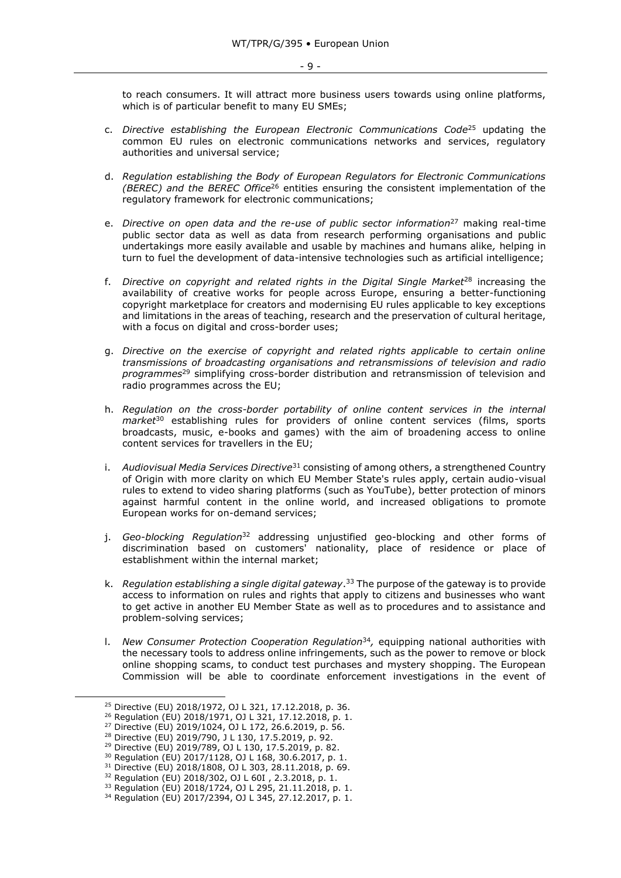to reach consumers. It will attract more business users towards using online platforms, which is of particular benefit to many EU SMEs;

c. *Directive establishing the European Electronic Communications Code*[25] updating the common EU rules on electronic communications networks and services, regulatory authorities and universal service;

d. *Regulation establishing the Body of European Regulators for Electronic Communications (BEREC) and the BEREC Office*[26] entities ensuring the consistent implementation of the regulatory framework for electronic communications;

e. *Directive on open data and the re-use of public sector information*[27] making real-time public sector data as well as data from research performing organisations and public undertakings more easily available and usable by machines and humans alike*,* helping in turn to fuel the development of data-intensive technologies such as artificial intelligence;

f. *Directive on copyright and related rights in the Digital Single Market*[28] increasing the availability of creative works for people across Europe, ensuring a better-functioning copyright marketplace for creators and modernising EU rules applicable to key exceptions and limitations in the areas of teaching, research and the preservation of cultural heritage, with a focus on digital and cross-border uses;

g. *Directive on the exercise of copyright and related rights applicable to certain online transmissions of broadcasting organisations and retransmissions of television and radio programmes*[29] simplifying cross-border distribution and retransmission of television and radio programmes across the EU;

h. *Regulation on the cross-border portability of online content services in the internal market*[30] establishing rules for providers of online content services (films, sports broadcasts, music, e-books and games) with the aim of broadening access to online content services for travellers in the EU;

i. *Audiovisual Media Services Directive*[31] consisting of among others, a strengthened Country of Origin with more clarity on which EU Member State's rules apply, certain audio-visual rules to extend to video sharing platforms (such as YouTube), better protection of minors against harmful content in the online world, and increased obligations to promote European works for on-demand services;

j. *Geo-blocking Regulation*[32] addressing unjustified geo-blocking and other forms of discrimination based on customers' nationality, place of residence or place of establishment within the internal market;

k. *Regulation establishing a single digital gateway*.[33] The purpose of the gateway is to provide access to information on rules and rights that apply to citizens and businesses who want to get active in another EU Member State as well as to procedures and to assistance and problem-solving services;

l. *New Consumer Protection Cooperation Regulation*[34]*,* equipping national authorities with the necessary tools to address online infringements, such as the power to remove or block online shopping scams, to conduct test purchases and mystery shopping. The European Commission will be able to coordinate enforcement investigations in the event of

---

[25] Directive (EU) 2018/1972, OJ L 321, 17.12.2018, p. 36.
[26] Regulation (EU) 2018/1971, OJ L 321, 17.12.2018, p. 1.
[27] Directive (EU) 2019/1024, OJ L 172, 26.6.2019, p. 56.
[28] Directive (EU) 2019/790, J L 130, 17.5.2019, p. 92.
[29] Directive (EU) 2019/789, OJ L 130, 17.5.2019, p. 82.
[30] Regulation (EU) 2017/1128, OJ L 168, 30.6.2017, p. 1.
[31] Directive (EU) 2018/1808, OJ L 303, 28.11.2018, p. 69.
[32] Regulation (EU) 2018/302, OJ L 60I , 2.3.2018, p. 1.
[33] Regulation (EU) 2018/1724, OJ L 295, 21.11.2018, p. 1.
[34] Regulation (EU) 2017/2394, OJ L 345, 27.12.2017, p. 1.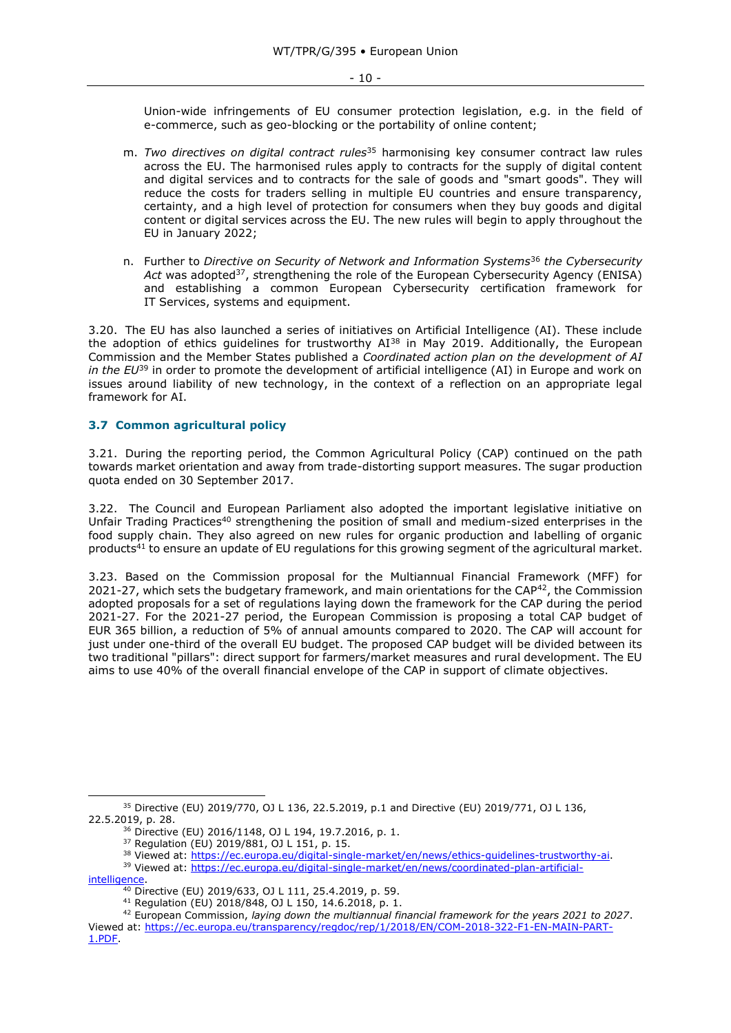Union-wide infringements of EU consumer protection legislation, e.g. in the field of e-commerce, such as geo-blocking or the portability of online content;

m. *Two directives on digital contract rules*[35] harmonising key consumer contract law rules across the EU. The harmonised rules apply to contracts for the supply of digital content and digital services and to contracts for the sale of goods and "smart goods". They will reduce the costs for traders selling in multiple EU countries and ensure transparency, certainty, and a high level of protection for consumers when they buy goods and digital content or digital services across the EU. The new rules will begin to apply throughout the EU in January 2022;

n. Further to *Directive on Security of Network and Information Systems*[36] *the Cybersecurity Act* was adopted[37], strengthening the role of the European Cybersecurity Agency (ENISA) and establishing a common European Cybersecurity certification framework for IT Services, systems and equipment.

3.20. The EU has also launched a series of initiatives on Artificial Intelligence (AI). These include the adoption of ethics guidelines for trustworthy AI[38] in May 2019. Additionally, the European Commission and the Member States published a *Coordinated action plan on the development of AI in the EU*[39] in order to promote the development of artificial intelligence (AI) in Europe and work on issues around liability of new technology, in the context of a reflection on an appropriate legal framework for AI.

### 3.7 Common agricultural policy

3.21. During the reporting period, the Common Agricultural Policy (CAP) continued on the path towards market orientation and away from trade-distorting support measures. The sugar production quota ended on 30 September 2017.

3.22. The Council and European Parliament also adopted the important legislative initiative on Unfair Trading Practices[40] strengthening the position of small and medium-sized enterprises in the food supply chain. They also agreed on new rules for organic production and labelling of organic products[41] to ensure an update of EU regulations for this growing segment of the agricultural market.

3.23. Based on the Commission proposal for the Multiannual Financial Framework (MFF) for 2021-27, which sets the budgetary framework, and main orientations for the CAP[42], the Commission adopted proposals for a set of regulations laying down the framework for the CAP during the period 2021-27. For the 2021-27 period, the European Commission is proposing a total CAP budget of EUR 365 billion, a reduction of 5% of annual amounts compared to 2020. The CAP will account for just under one-third of the overall EU budget. The proposed CAP budget will be divided between its two traditional "pillars": direct support for farmers/market measures and rural development. The EU aims to use 40% of the overall financial envelope of the CAP in support of climate objectives.

---

[35] Directive (EU) 2019/770, OJ L 136, 22.5.2019, p.1 and Directive (EU) 2019/771, OJ L 136, 22.5.2019, p. 28.

[36] Directive (EU) 2016/1148, OJ L 194, 19.7.2016, p. 1.

[37] Regulation (EU) 2019/881, OJ L 151, p. 15.

[38] Viewed at: https://ec.europa.eu/digital-single-market/en/news/ethics-guidelines-trustworthy-ai.

[39] Viewed at: https://ec.europa.eu/digital-single-market/en/news/coordinated-plan-artificial-intelligence.

[40] Directive (EU) 2019/633, OJ L 111, 25.4.2019, p. 59.

[41] Regulation (EU) 2018/848, OJ L 150, 14.6.2018, p. 1.

[42] European Commission, *laying down the multiannual financial framework for the years 2021 to 2027*. Viewed at: https://ec.europa.eu/transparency/regdoc/rep/1/2018/EN/COM-2018-322-F1-EN-MAIN-PART-1.PDF.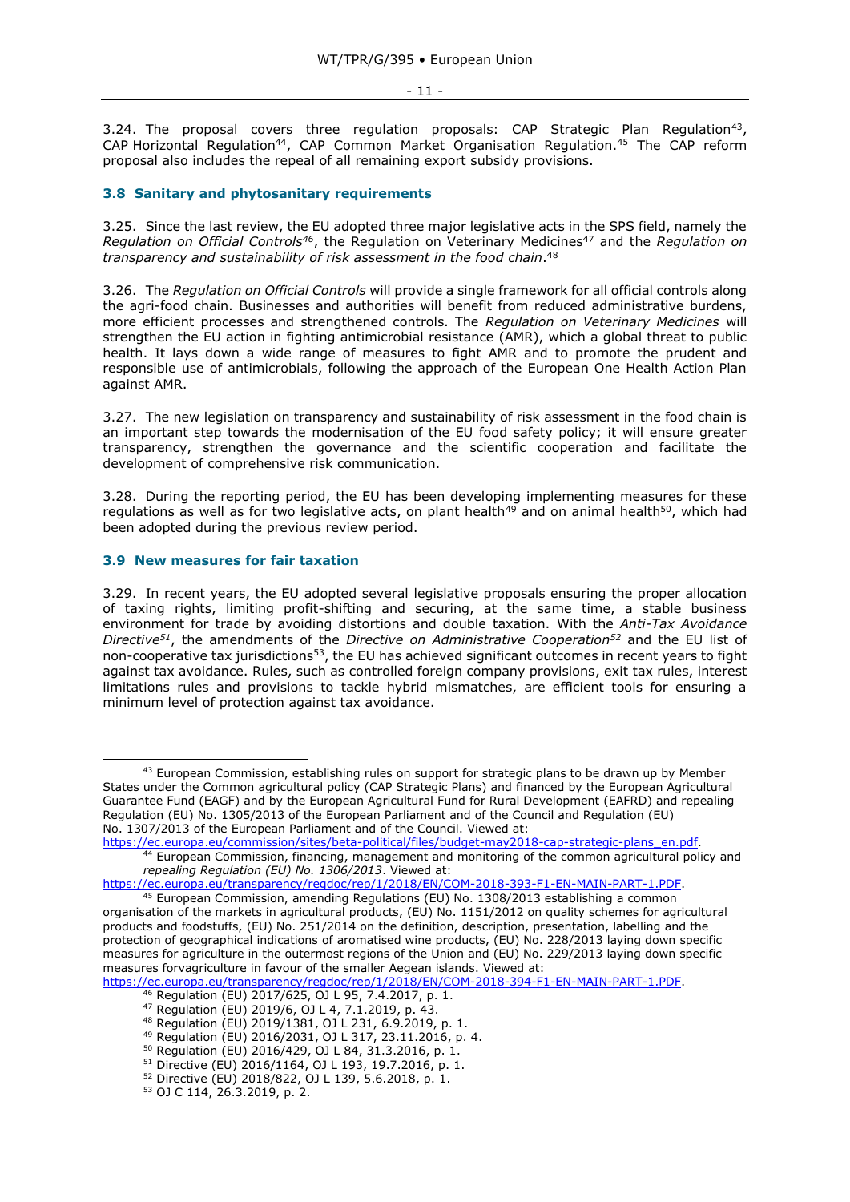3.24. The proposal covers three regulation proposals: CAP Strategic Plan Regulation[43], CAP Horizontal Regulation[44], CAP Common Market Organisation Regulation.[45] The CAP reform proposal also includes the repeal of all remaining export subsidy provisions.

### 3.8 Sanitary and phytosanitary requirements

3.25. Since the last review, the EU adopted three major legislative acts in the SPS field, namely the *Regulation on Official Controls*[46], the Regulation on Veterinary Medicines[47] and the *Regulation on transparency and sustainability of risk assessment in the food chain*.[48]

3.26. The *Regulation on Official Controls* will provide a single framework for all official controls along the agri-food chain. Businesses and authorities will benefit from reduced administrative burdens, more efficient processes and strengthened controls. The *Regulation on Veterinary Medicines* will strengthen the EU action in fighting antimicrobial resistance (AMR), which a global threat to public health. It lays down a wide range of measures to fight AMR and to promote the prudent and responsible use of antimicrobials, following the approach of the European One Health Action Plan against AMR.

3.27. The new legislation on transparency and sustainability of risk assessment in the food chain is an important step towards the modernisation of the EU food safety policy; it will ensure greater transparency, strengthen the governance and the scientific cooperation and facilitate the development of comprehensive risk communication.

3.28. During the reporting period, the EU has been developing implementing measures for these regulations as well as for two legislative acts, on plant health[49] and on animal health[50], which had been adopted during the previous review period.

### 3.9 New measures for fair taxation

3.29. In recent years, the EU adopted several legislative proposals ensuring the proper allocation of taxing rights, limiting profit-shifting and securing, at the same time, a stable business environment for trade by avoiding distortions and double taxation. With the *Anti-Tax Avoidance Directive*[51], the amendments of the *Directive on Administrative Cooperation*[52] and the EU list of non-cooperative tax jurisdictions[53], the EU has achieved significant outcomes in recent years to fight against tax avoidance. Rules, such as controlled foreign company provisions, exit tax rules, interest limitations rules and provisions to tackle hybrid mismatches, are efficient tools for ensuring a minimum level of protection against tax avoidance.

---

[43] European Commission, establishing rules on support for strategic plans to be drawn up by Member States under the Common agricultural policy (CAP Strategic Plans) and financed by the European Agricultural Guarantee Fund (EAGF) and by the European Agricultural Fund for Rural Development (EAFRD) and repealing Regulation (EU) No. 1305/2013 of the European Parliament and of the Council and Regulation (EU) No. 1307/2013 of the European Parliament and of the Council. Viewed at: https://ec.europa.eu/commission/sites/beta-political/files/budget-may2018-cap-strategic-plans_en.pdf.

[44] European Commission, financing, management and monitoring of the common agricultural policy and *repealing Regulation (EU) No. 1306/2013*. Viewed at: https://ec.europa.eu/transparency/regdoc/rep/1/2018/EN/COM-2018-393-F1-EN-MAIN-PART-1.PDF.

[45] European Commission, amending Regulations (EU) No. 1308/2013 establishing a common organisation of the markets in agricultural products, (EU) No. 1151/2012 on quality schemes for agricultural products and foodstuffs, (EU) No. 251/2014 on the definition, description, presentation, labelling and the protection of geographical indications of aromatised wine products, (EU) No. 228/2013 laying down specific measures for agriculture in the outermost regions of the Union and (EU) No. 229/2013 laying down specific measures forvagriculture in favour of the smaller Aegean islands. Viewed at: https://ec.europa.eu/transparency/regdoc/rep/1/2018/EN/COM-2018-394-F1-EN-MAIN-PART-1.PDF.

[46] Regulation (EU) 2017/625, OJ L 95, 7.4.2017, p. 1.

[47] Regulation (EU) 2019/6, OJ L 4, 7.1.2019, p. 43.

[48] Regulation (EU) 2019/1381, OJ L 231, 6.9.2019, p. 1.

[49] Regulation (EU) 2016/2031, OJ L 317, 23.11.2016, p. 4.

[50] Regulation (EU) 2016/429, OJ L 84, 31.3.2016, p. 1.

[51] Directive (EU) 2016/1164, OJ L 193, 19.7.2016, p. 1.

[52] Directive (EU) 2018/822, OJ L 139, 5.6.2018, p. 1.

[53] OJ C 114, 26.3.2019, p. 2.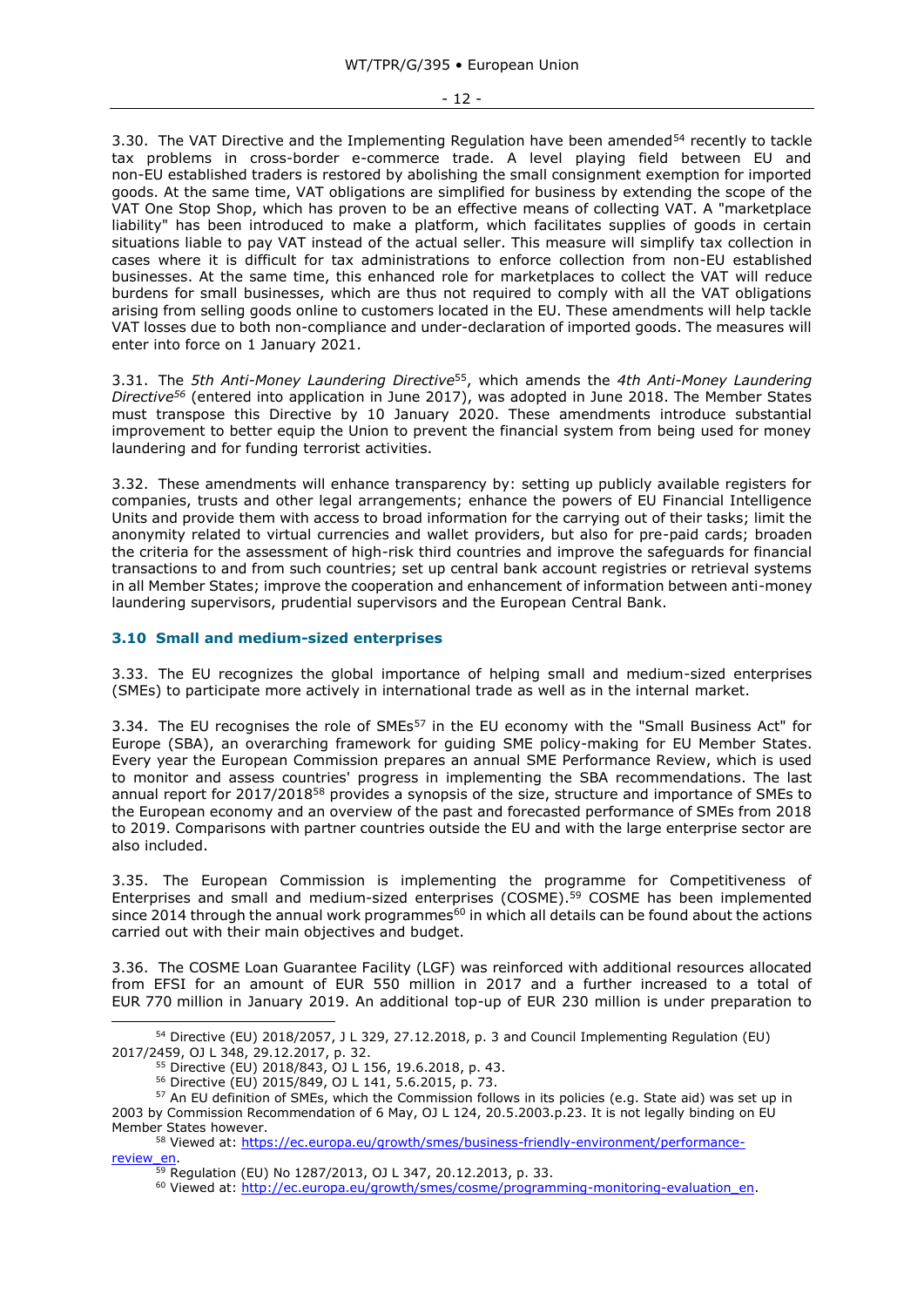3.30. The VAT Directive and the Implementing Regulation have been amended[54] recently to tackle tax problems in cross-border e-commerce trade. A level playing field between EU and non-EU established traders is restored by abolishing the small consignment exemption for imported goods. At the same time, VAT obligations are simplified for business by extending the scope of the VAT One Stop Shop, which has proven to be an effective means of collecting VAT. A "marketplace liability" has been introduced to make a platform, which facilitates supplies of goods in certain situations liable to pay VAT instead of the actual seller. This measure will simplify tax collection in cases where it is difficult for tax administrations to enforce collection from non-EU established businesses. At the same time, this enhanced role for marketplaces to collect the VAT will reduce burdens for small businesses, which are thus not required to comply with all the VAT obligations arising from selling goods online to customers located in the EU. These amendments will help tackle VAT losses due to both non-compliance and under-declaration of imported goods. The measures will enter into force on 1 January 2021.

3.31. The *5th Anti-Money Laundering Directive*[55], which amends the *4th Anti-Money Laundering Directive*[56] (entered into application in June 2017), was adopted in June 2018. The Member States must transpose this Directive by 10 January 2020. These amendments introduce substantial improvement to better equip the Union to prevent the financial system from being used for money laundering and for funding terrorist activities.

3.32. These amendments will enhance transparency by: setting up publicly available registers for companies, trusts and other legal arrangements; enhance the powers of EU Financial Intelligence Units and provide them with access to broad information for the carrying out of their tasks; limit the anonymity related to virtual currencies and wallet providers, but also for pre-paid cards; broaden the criteria for the assessment of high-risk third countries and improve the safeguards for financial transactions to and from such countries; set up central bank account registries or retrieval systems in all Member States; improve the cooperation and enhancement of information between anti-money laundering supervisors, prudential supervisors and the European Central Bank.

### 3.10 Small and medium-sized enterprises

3.33. The EU recognizes the global importance of helping small and medium-sized enterprises (SMEs) to participate more actively in international trade as well as in the internal market.

3.34. The EU recognises the role of SMEs[57] in the EU economy with the "Small Business Act" for Europe (SBA), an overarching framework for guiding SME policy-making for EU Member States. Every year the European Commission prepares an annual SME Performance Review, which is used to monitor and assess countries' progress in implementing the SBA recommendations. The last annual report for 2017/2018[58] provides a synopsis of the size, structure and importance of SMEs to the European economy and an overview of the past and forecasted performance of SMEs from 2018 to 2019. Comparisons with partner countries outside the EU and with the large enterprise sector are also included.

3.35. The European Commission is implementing the programme for Competitiveness of Enterprises and small and medium-sized enterprises (COSME).[59] COSME has been implemented since 2014 through the annual work programmes[60] in which all details can be found about the actions carried out with their main objectives and budget.

3.36. The COSME Loan Guarantee Facility (LGF) was reinforced with additional resources allocated from EFSI for an amount of EUR 550 million in 2017 and a further increased to a total of EUR 770 million in January 2019. An additional top-up of EUR 230 million is under preparation to

---

[54] Directive (EU) 2018/2057, J L 329, 27.12.2018, p. 3 and Council Implementing Regulation (EU) 2017/2459, OJ L 348, 29.12.2017, p. 32.

[55] Directive (EU) 2018/843, OJ L 156, 19.6.2018, p. 43.

[56] Directive (EU) 2015/849, OJ L 141, 5.6.2015, p. 73.

[57] An EU definition of SMEs, which the Commission follows in its policies (e.g. State aid) was set up in 2003 by Commission Recommendation of 6 May, OJ L 124, 20.5.2003.p.23. It is not legally binding on EU Member States however.

[58] Viewed at: https://ec.europa.eu/growth/smes/business-friendly-environment/performance-review_en.

[59] Regulation (EU) No 1287/2013, OJ L 347, 20.12.2013, p. 33.

[60] Viewed at: http://ec.europa.eu/growth/smes/cosme/programming-monitoring-evaluation_en.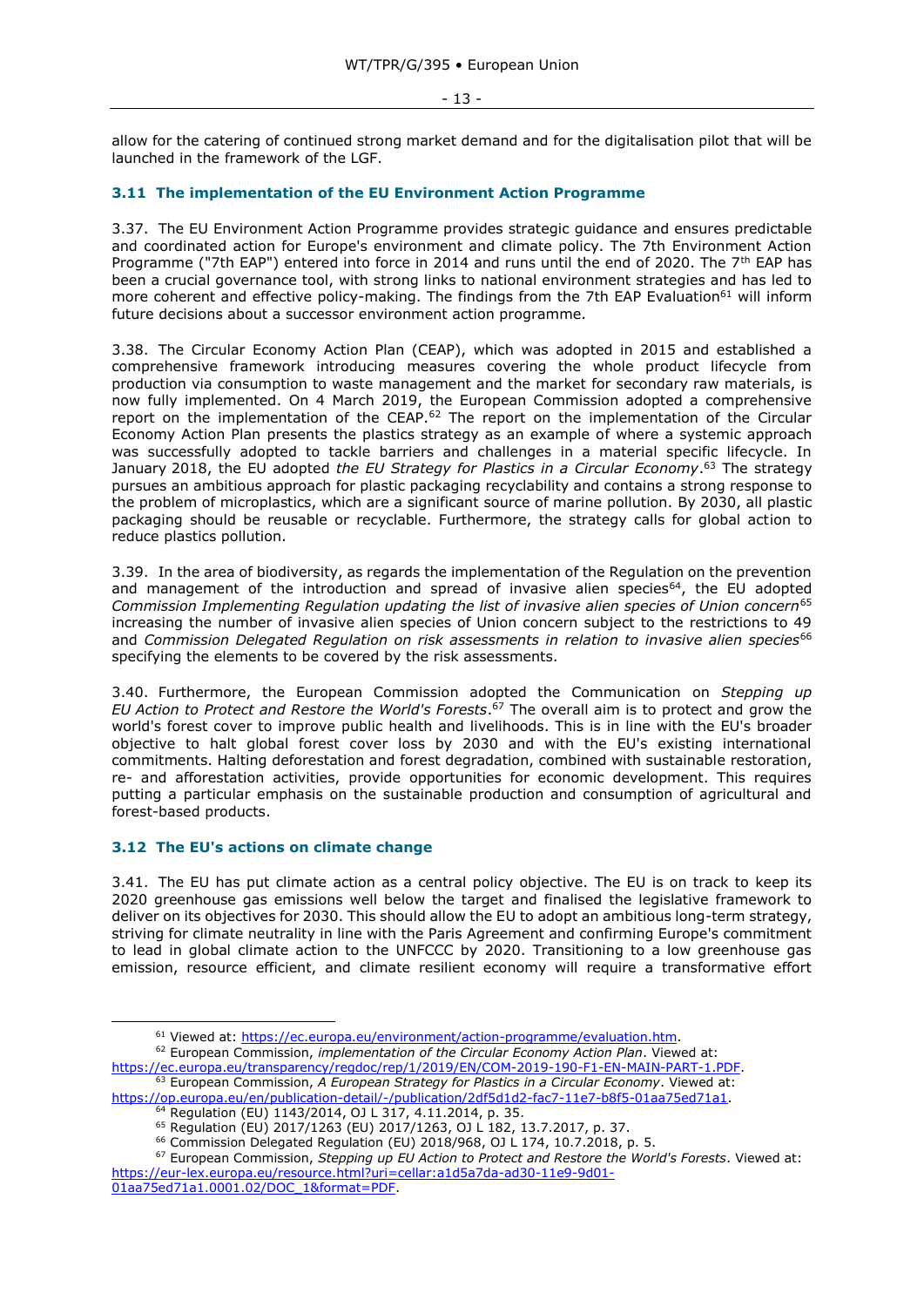allow for the catering of continued strong market demand and for the digitalisation pilot that will be launched in the framework of the LGF.

### 3.11 The implementation of the EU Environment Action Programme

3.37. The EU Environment Action Programme provides strategic guidance and ensures predictable and coordinated action for Europe's environment and climate policy. The 7th Environment Action Programme ("7th EAP") entered into force in 2014 and runs until the end of 2020. The 7th EAP has been a crucial governance tool, with strong links to national environment strategies and has led to more coherent and effective policy-making. The findings from the 7th EAP Evaluation[61] will inform future decisions about a successor environment action programme.

3.38. The Circular Economy Action Plan (CEAP), which was adopted in 2015 and established a comprehensive framework introducing measures covering the whole product lifecycle from production via consumption to waste management and the market for secondary raw materials, is now fully implemented. On 4 March 2019, the European Commission adopted a comprehensive report on the implementation of the CEAP.[62] The report on the implementation of the Circular Economy Action Plan presents the plastics strategy as an example of where a systemic approach was successfully adopted to tackle barriers and challenges in a material specific lifecycle. In January 2018, the EU adopted *the EU Strategy for Plastics in a Circular Economy*.[63] The strategy pursues an ambitious approach for plastic packaging recyclability and contains a strong response to the problem of microplastics, which are a significant source of marine pollution. By 2030, all plastic packaging should be reusable or recyclable. Furthermore, the strategy calls for global action to reduce plastics pollution.

3.39. In the area of biodiversity, as regards the implementation of the Regulation on the prevention and management of the introduction and spread of invasive alien species[64], the EU adopted *Commission Implementing Regulation updating the list of invasive alien species of Union concern*[65] increasing the number of invasive alien species of Union concern subject to the restrictions to 49 and *Commission Delegated Regulation on risk assessments in relation to invasive alien species*[66] specifying the elements to be covered by the risk assessments.

3.40. Furthermore, the European Commission adopted the Communication on *Stepping up EU Action to Protect and Restore the World's Forests*.[67] The overall aim is to protect and grow the world's forest cover to improve public health and livelihoods. This is in line with the EU's broader objective to halt global forest cover loss by 2030 and with the EU's existing international commitments. Halting deforestation and forest degradation, combined with sustainable restoration, re- and afforestation activities, provide opportunities for economic development. This requires putting a particular emphasis on the sustainable production and consumption of agricultural and forest-based products.

### 3.12 The EU's actions on climate change

3.41. The EU has put climate action as a central policy objective. The EU is on track to keep its 2020 greenhouse gas emissions well below the target and finalised the legislative framework to deliver on its objectives for 2030. This should allow the EU to adopt an ambitious long-term strategy, striving for climate neutrality in line with the Paris Agreement and confirming Europe's commitment to lead in global climate action to the UNFCCC by 2020. Transitioning to a low greenhouse gas emission, resource efficient, and climate resilient economy will require a transformative effort

---

[61] Viewed at: https://ec.europa.eu/environment/action-programme/evaluation.htm.

[62] European Commission, *implementation of the Circular Economy Action Plan*. Viewed at: https://ec.europa.eu/transparency/regdoc/rep/1/2019/EN/COM-2019-190-F1-EN-MAIN-PART-1.PDF.

[63] European Commission, *A European Strategy for Plastics in a Circular Economy*. Viewed at: https://op.europa.eu/en/publication-detail/-/publication/2df5d1d2-fac7-11e7-b8f5-01aa75ed71a1.

[64] Regulation (EU) 1143/2014, OJ L 317, 4.11.2014, p. 35.

[65] Regulation (EU) 2017/1263 (EU) 2017/1263, OJ L 182, 13.7.2017, p. 37.

[66] Commission Delegated Regulation (EU) 2018/968, OJ L 174, 10.7.2018, p. 5.

[67] European Commission, *Stepping up EU Action to Protect and Restore the World's Forests*. Viewed at: https://eur-lex.europa.eu/resource.html?uri=cellar:a1d5a7da-ad30-11e9-9d01-01aa75ed71a1.0001.02/DOC_1&format=PDF.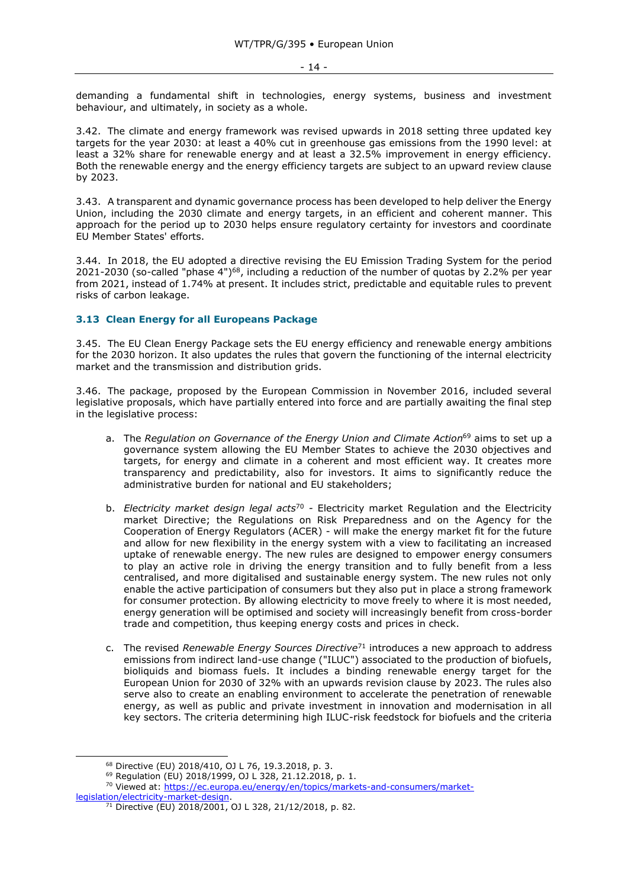demanding a fundamental shift in technologies, energy systems, business and investment behaviour, and ultimately, in society as a whole.

3.42. The climate and energy framework was revised upwards in 2018 setting three updated key targets for the year 2030: at least a 40% cut in greenhouse gas emissions from the 1990 level: at least a 32% share for renewable energy and at least a 32.5% improvement in energy efficiency. Both the renewable energy and the energy efficiency targets are subject to an upward review clause by 2023.

3.43. A transparent and dynamic governance process has been developed to help deliver the Energy Union, including the 2030 climate and energy targets, in an efficient and coherent manner. This approach for the period up to 2030 helps ensure regulatory certainty for investors and coordinate EU Member States' efforts.

3.44. In 2018, the EU adopted a directive revising the EU Emission Trading System for the period 2021-2030 (so-called "phase 4")[68], including a reduction of the number of quotas by 2.2% per year from 2021, instead of 1.74% at present. It includes strict, predictable and equitable rules to prevent risks of carbon leakage.

### 3.13 Clean Energy for all Europeans Package

3.45. The EU Clean Energy Package sets the EU energy efficiency and renewable energy ambitions for the 2030 horizon. It also updates the rules that govern the functioning of the internal electricity market and the transmission and distribution grids.

3.46. The package, proposed by the European Commission in November 2016, included several legislative proposals, which have partially entered into force and are partially awaiting the final step in the legislative process:

a. The *Regulation on Governance of the Energy Union and Climate Action*[69] aims to set up a governance system allowing the EU Member States to achieve the 2030 objectives and targets, for energy and climate in a coherent and most efficient way. It creates more transparency and predictability, also for investors. It aims to significantly reduce the administrative burden for national and EU stakeholders;

b. *Electricity market design legal acts*[70] - Electricity market Regulation and the Electricity market Directive; the Regulations on Risk Preparedness and on the Agency for the Cooperation of Energy Regulators (ACER) - will make the energy market fit for the future and allow for new flexibility in the energy system with a view to facilitating an increased uptake of renewable energy. The new rules are designed to empower energy consumers to play an active role in driving the energy transition and to fully benefit from a less centralised, and more digitalised and sustainable energy system. The new rules not only enable the active participation of consumers but they also put in place a strong framework for consumer protection. By allowing electricity to move freely to where it is most needed, energy generation will be optimised and society will increasingly benefit from cross-border trade and competition, thus keeping energy costs and prices in check.

c. The revised *Renewable Energy Sources Directive*[71] introduces a new approach to address emissions from indirect land-use change ("ILUC") associated to the production of biofuels, bioliquids and biomass fuels. It includes a binding renewable energy target for the European Union for 2030 of 32% with an upwards revision clause by 2023. The rules also serve also to create an enabling environment to accelerate the penetration of renewable energy, as well as public and private investment in innovation and modernisation in all key sectors. The criteria determining high ILUC-risk feedstock for biofuels and the criteria

---

[68] Directive (EU) 2018/410, OJ L 76, 19.3.2018, p. 3.

[69] Regulation (EU) 2018/1999, OJ L 328, 21.12.2018, p. 1.

[70] Viewed at: https://ec.europa.eu/energy/en/topics/markets-and-consumers/market-legislation/electricity-market-design.

[71] Directive (EU) 2018/2001, OJ L 328, 21/12/2018, p. 82.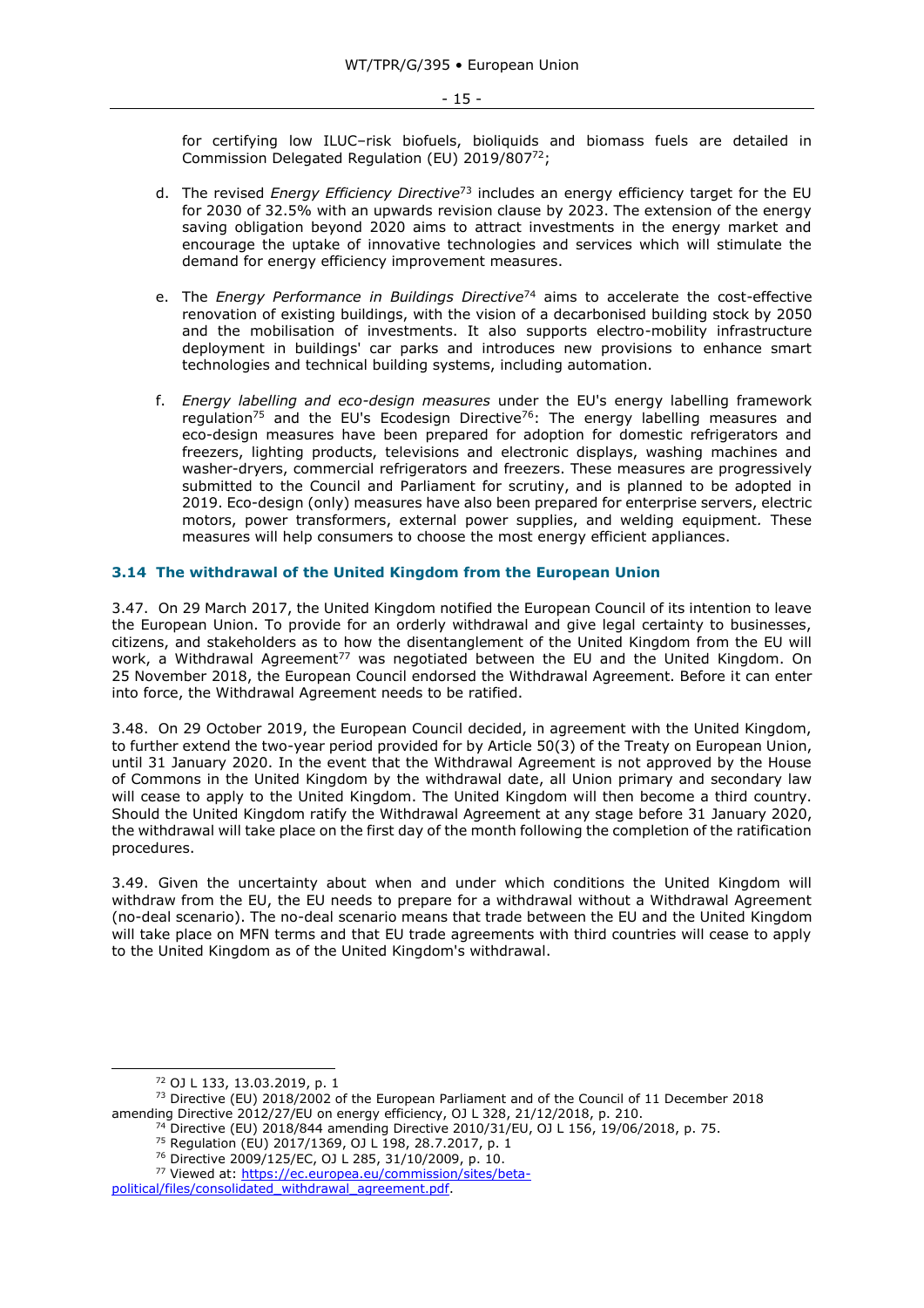for certifying low ILUC–risk biofuels, bioliquids and biomass fuels are detailed in Commission Delegated Regulation (EU) 2019/807[72];

d. The revised *Energy Efficiency Directive*[73] includes an energy efficiency target for the EU for 2030 of 32.5% with an upwards revision clause by 2023. The extension of the energy saving obligation beyond 2020 aims to attract investments in the energy market and encourage the uptake of innovative technologies and services which will stimulate the demand for energy efficiency improvement measures.

e. The *Energy Performance in Buildings Directive*[74] aims to accelerate the cost-effective renovation of existing buildings, with the vision of a decarbonised building stock by 2050 and the mobilisation of investments. It also supports electro-mobility infrastructure deployment in buildings' car parks and introduces new provisions to enhance smart technologies and technical building systems, including automation.

f. *Energy labelling and eco-design measures* under the EU's energy labelling framework regulation[75] and the EU's Ecodesign Directive[76]: The energy labelling measures and eco-design measures have been prepared for adoption for domestic refrigerators and freezers, lighting products, televisions and electronic displays, washing machines and washer-dryers, commercial refrigerators and freezers. These measures are progressively submitted to the Council and Parliament for scrutiny, and is planned to be adopted in 2019. Eco-design (only) measures have also been prepared for enterprise servers, electric motors, power transformers, external power supplies, and welding equipment. These measures will help consumers to choose the most energy efficient appliances.

### 3.14 The withdrawal of the United Kingdom from the European Union

3.47. On 29 March 2017, the United Kingdom notified the European Council of its intention to leave the European Union. To provide for an orderly withdrawal and give legal certainty to businesses, citizens, and stakeholders as to how the disentanglement of the United Kingdom from the EU will work, a Withdrawal Agreement[77] was negotiated between the EU and the United Kingdom. On 25 November 2018, the European Council endorsed the Withdrawal Agreement. Before it can enter into force, the Withdrawal Agreement needs to be ratified.

3.48. On 29 October 2019, the European Council decided, in agreement with the United Kingdom, to further extend the two-year period provided for by Article 50(3) of the Treaty on European Union, until 31 January 2020. In the event that the Withdrawal Agreement is not approved by the House of Commons in the United Kingdom by the withdrawal date, all Union primary and secondary law will cease to apply to the United Kingdom. The United Kingdom will then become a third country. Should the United Kingdom ratify the Withdrawal Agreement at any stage before 31 January 2020, the withdrawal will take place on the first day of the month following the completion of the ratification procedures.

3.49. Given the uncertainty about when and under which conditions the United Kingdom will withdraw from the EU, the EU needs to prepare for a withdrawal without a Withdrawal Agreement (no-deal scenario). The no-deal scenario means that trade between the EU and the United Kingdom will take place on MFN terms and that EU trade agreements with third countries will cease to apply to the United Kingdom as of the United Kingdom's withdrawal.

---

[72] OJ L 133, 13.03.2019, p. 1

[73] Directive (EU) 2018/2002 of the European Parliament and of the Council of 11 December 2018 amending Directive 2012/27/EU on energy efficiency, OJ L 328, 21/12/2018, p. 210.

[74] Directive (EU) 2018/844 amending Directive 2010/31/EU, OJ L 156, 19/06/2018, p. 75.

[75] Regulation (EU) 2017/1369, OJ L 198, 28.7.2017, p. 1

[76] Directive 2009/125/EC, OJ L 285, 31/10/2009, p. 10.

[77] Viewed at: https://ec.europa.eu/commission/sites/beta-political/files/consolidated_withdrawal_agreement.pdf.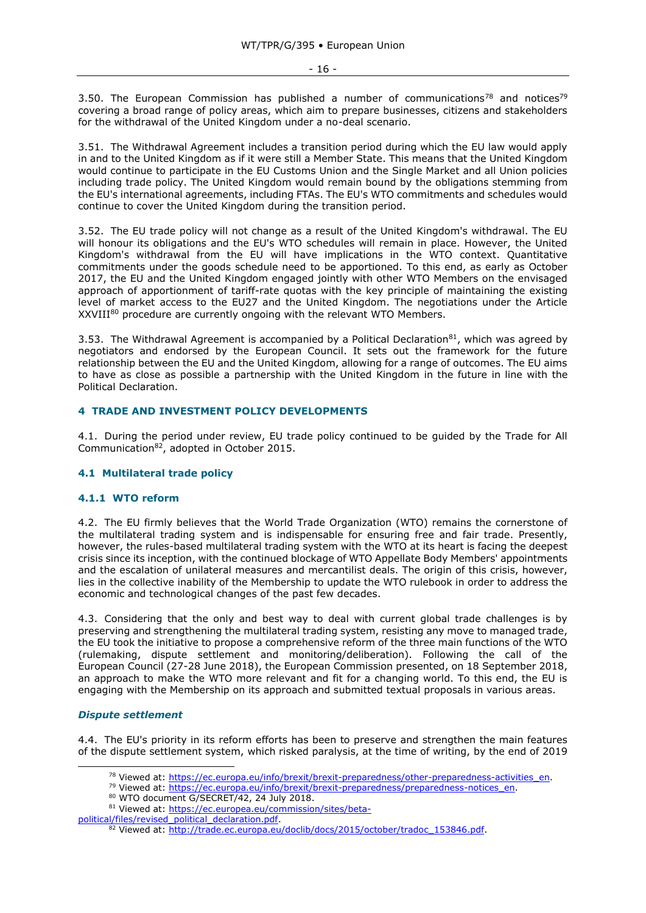3.50. The European Commission has published a number of communications[78] and notices[79] covering a broad range of policy areas, which aim to prepare businesses, citizens and stakeholders for the withdrawal of the United Kingdom under a no-deal scenario.

3.51. The Withdrawal Agreement includes a transition period during which the EU law would apply in and to the United Kingdom as if it were still a Member State. This means that the United Kingdom would continue to participate in the EU Customs Union and the Single Market and all Union policies including trade policy. The United Kingdom would remain bound by the obligations stemming from the EU's international agreements, including FTAs. The EU's WTO commitments and schedules would continue to cover the United Kingdom during the transition period.

3.52. The EU trade policy will not change as a result of the United Kingdom's withdrawal. The EU will honour its obligations and the EU's WTO schedules will remain in place. However, the United Kingdom's withdrawal from the EU will have implications in the WTO context. Quantitative commitments under the goods schedule need to be apportioned. To this end, as early as October 2017, the EU and the United Kingdom engaged jointly with other WTO Members on the envisaged approach of apportionment of tariff-rate quotas with the key principle of maintaining the existing level of market access to the EU27 and the United Kingdom. The negotiations under the Article XXVIII[80] procedure are currently ongoing with the relevant WTO Members.

3.53. The Withdrawal Agreement is accompanied by a Political Declaration[81], which was agreed by negotiators and endorsed by the European Council. It sets out the framework for the future relationship between the EU and the United Kingdom, allowing for a range of outcomes. The EU aims to have as close as possible a partnership with the United Kingdom in the future in line with the Political Declaration.

## 4 TRADE AND INVESTMENT POLICY DEVELOPMENTS

4.1. During the period under review, EU trade policy continued to be guided by the Trade for All Communication[82], adopted in October 2015.

### 4.1 Multilateral trade policy

#### 4.1.1 WTO reform

4.2. The EU firmly believes that the World Trade Organization (WTO) remains the cornerstone of the multilateral trading system and is indispensable for ensuring free and fair trade. Presently, however, the rules-based multilateral trading system with the WTO at its heart is facing the deepest crisis since its inception, with the continued blockage of WTO Appellate Body Members' appointments and the escalation of unilateral measures and mercantilist deals. The origin of this crisis, however, lies in the collective inability of the Membership to update the WTO rulebook in order to address the economic and technological changes of the past few decades.

4.3. Considering that the only and best way to deal with current global trade challenges is by preserving and strengthening the multilateral trading system, resisting any move to managed trade, the EU took the initiative to propose a comprehensive reform of the three main functions of the WTO (rulemaking, dispute settlement and monitoring/deliberation). Following the call of the European Council (27-28 June 2018), the European Commission presented, on 18 September 2018, an approach to make the WTO more relevant and fit for a changing world. To this end, the EU is engaging with the Membership on its approach and submitted textual proposals in various areas.

***Dispute settlement***

4.4. The EU's priority in its reform efforts has been to preserve and strengthen the main features of the dispute settlement system, which risked paralysis, at the time of writing, by the end of 2019

---

[78] Viewed at: https://ec.europa.eu/info/brexit/brexit-preparedness/other-preparedness-activities_en.

[79] Viewed at: https://ec.europa.eu/info/brexit/brexit-preparedness/preparedness-notices_en.

[80] WTO document G/SECRET/42, 24 July 2018.

[81] Viewed at: https://ec.europea.eu/commission/sites/beta-political/files/revised_political_declaration.pdf.

[82] Viewed at: http://trade.ec.europa.eu/doclib/docs/2015/october/tradoc_153846.pdf.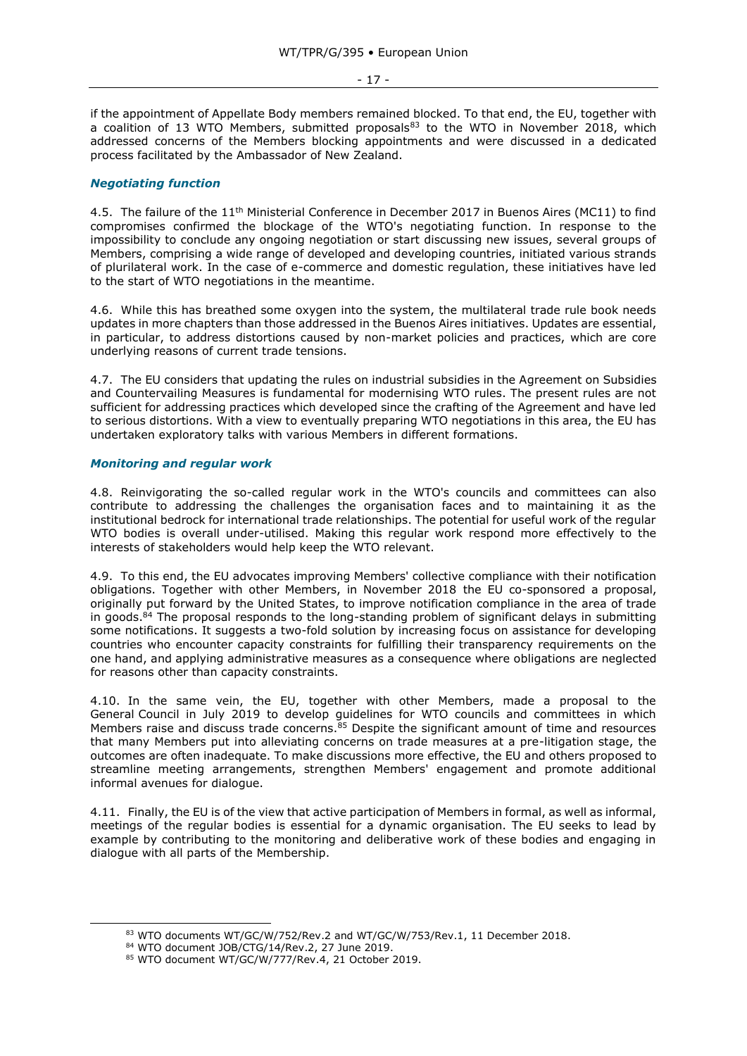if the appointment of Appellate Body members remained blocked. To that end, the EU, together with a coalition of 13 WTO Members, submitted proposals[83] to the WTO in November 2018, which addressed concerns of the Members blocking appointments and were discussed in a dedicated process facilitated by the Ambassador of New Zealand.

### *Negotiating function*

4.5. The failure of the 11th Ministerial Conference in December 2017 in Buenos Aires (MC11) to find compromises confirmed the blockage of the WTO's negotiating function. In response to the impossibility to conclude any ongoing negotiation or start discussing new issues, several groups of Members, comprising a wide range of developed and developing countries, initiated various strands of plurilateral work. In the case of e-commerce and domestic regulation, these initiatives have led to the start of WTO negotiations in the meantime.

4.6. While this has breathed some oxygen into the system, the multilateral trade rule book needs updates in more chapters than those addressed in the Buenos Aires initiatives. Updates are essential, in particular, to address distortions caused by non-market policies and practices, which are core underlying reasons of current trade tensions.

4.7. The EU considers that updating the rules on industrial subsidies in the Agreement on Subsidies and Countervailing Measures is fundamental for modernising WTO rules. The present rules are not sufficient for addressing practices which developed since the crafting of the Agreement and have led to serious distortions. With a view to eventually preparing WTO negotiations in this area, the EU has undertaken exploratory talks with various Members in different formations.

### *Monitoring and regular work*

4.8. Reinvigorating the so-called regular work in the WTO's councils and committees can also contribute to addressing the challenges the organisation faces and to maintaining it as the institutional bedrock for international trade relationships. The potential for useful work of the regular WTO bodies is overall under-utilised. Making this regular work respond more effectively to the interests of stakeholders would help keep the WTO relevant.

4.9. To this end, the EU advocates improving Members' collective compliance with their notification obligations. Together with other Members, in November 2018 the EU co-sponsored a proposal, originally put forward by the United States, to improve notification compliance in the area of trade in goods.[84] The proposal responds to the long-standing problem of significant delays in submitting some notifications. It suggests a two-fold solution by increasing focus on assistance for developing countries who encounter capacity constraints for fulfilling their transparency requirements on the one hand, and applying administrative measures as a consequence where obligations are neglected for reasons other than capacity constraints.

4.10. In the same vein, the EU, together with other Members, made a proposal to the General Council in July 2019 to develop guidelines for WTO councils and committees in which Members raise and discuss trade concerns.[85] Despite the significant amount of time and resources that many Members put into alleviating concerns on trade measures at a pre-litigation stage, the outcomes are often inadequate. To make discussions more effective, the EU and others proposed to streamline meeting arrangements, strengthen Members' engagement and promote additional informal avenues for dialogue.

4.11. Finally, the EU is of the view that active participation of Members in formal, as well as informal, meetings of the regular bodies is essential for a dynamic organisation. The EU seeks to lead by example by contributing to the monitoring and deliberative work of these bodies and engaging in dialogue with all parts of the Membership.

---

[83] WTO documents WT/GC/W/752/Rev.2 and WT/GC/W/753/Rev.1, 11 December 2018.

[84] WTO document JOB/CTG/14/Rev.2, 27 June 2019.

[85] WTO document WT/GC/W/777/Rev.4, 21 October 2019.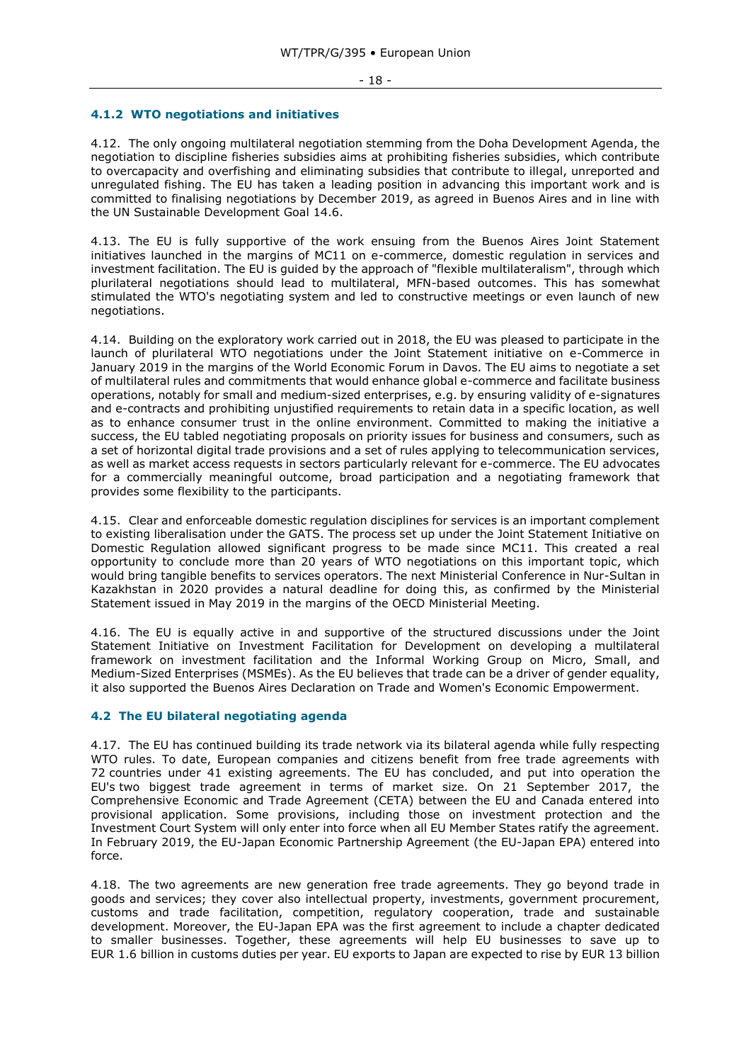### 4.1.2 WTO negotiations and initiatives

4.12. The only ongoing multilateral negotiation stemming from the Doha Development Agenda, the negotiation to discipline fisheries subsidies aims at prohibiting fisheries subsidies, which contribute to overcapacity and overfishing and eliminating subsidies that contribute to illegal, unreported and unregulated fishing. The EU has taken a leading position in advancing this important work and is committed to finalising negotiations by December 2019, as agreed in Buenos Aires and in line with the UN Sustainable Development Goal 14.6.

4.13. The EU is fully supportive of the work ensuing from the Buenos Aires Joint Statement initiatives launched in the margins of MC11 on e-commerce, domestic regulation in services and investment facilitation. The EU is guided by the approach of "flexible multilateralism", through which plurilateral negotiations should lead to multilateral, MFN-based outcomes. This has somewhat stimulated the WTO's negotiating system and led to constructive meetings or even launch of new negotiations.

4.14. Building on the exploratory work carried out in 2018, the EU was pleased to participate in the launch of plurilateral WTO negotiations under the Joint Statement initiative on e-Commerce in January 2019 in the margins of the World Economic Forum in Davos. The EU aims to negotiate a set of multilateral rules and commitments that would enhance global e-commerce and facilitate business operations, notably for small and medium-sized enterprises, e.g. by ensuring validity of e-signatures and e-contracts and prohibiting unjustified requirements to retain data in a specific location, as well as to enhance consumer trust in the online environment. Committed to making the initiative a success, the EU tabled negotiating proposals on priority issues for business and consumers, such as a set of horizontal digital trade provisions and a set of rules applying to telecommunication services, as well as market access requests in sectors particularly relevant for e-commerce. The EU advocates for a commercially meaningful outcome, broad participation and a negotiating framework that provides some flexibility to the participants.

4.15. Clear and enforceable domestic regulation disciplines for services is an important complement to existing liberalisation under the GATS. The process set up under the Joint Statement Initiative on Domestic Regulation allowed significant progress to be made since MC11. This created a real opportunity to conclude more than 20 years of WTO negotiations on this important topic, which would bring tangible benefits to services operators. The next Ministerial Conference in Nur-Sultan in Kazakhstan in 2020 provides a natural deadline for doing this, as confirmed by the Ministerial Statement issued in May 2019 in the margins of the OECD Ministerial Meeting.

4.16. The EU is equally active in and supportive of the structured discussions under the Joint Statement Initiative on Investment Facilitation for Development on developing a multilateral framework on investment facilitation and the Informal Working Group on Micro, Small, and Medium-Sized Enterprises (MSMEs). As the EU believes that trade can be a driver of gender equality, it also supported the Buenos Aires Declaration on Trade and Women's Economic Empowerment.

## 4.2 The EU bilateral negotiating agenda

4.17. The EU has continued building its trade network via its bilateral agenda while fully respecting WTO rules. To date, European companies and citizens benefit from free trade agreements with 72 countries under 41 existing agreements. The EU has concluded, and put into operation the EU's two biggest trade agreement in terms of market size. On 21 September 2017, the Comprehensive Economic and Trade Agreement (CETA) between the EU and Canada entered into provisional application. Some provisions, including those on investment protection and the Investment Court System will only enter into force when all EU Member States ratify the agreement. In February 2019, the EU-Japan Economic Partnership Agreement (the EU-Japan EPA) entered into force.

4.18. The two agreements are new generation free trade agreements. They go beyond trade in goods and services; they cover also intellectual property, investments, government procurement, customs and trade facilitation, competition, regulatory cooperation, trade and sustainable development. Moreover, the EU-Japan EPA was the first agreement to include a chapter dedicated to smaller businesses. Together, these agreements will help EU businesses to save up to EUR 1.6 billion in customs duties per year. EU exports to Japan are expected to rise by EUR 13 billion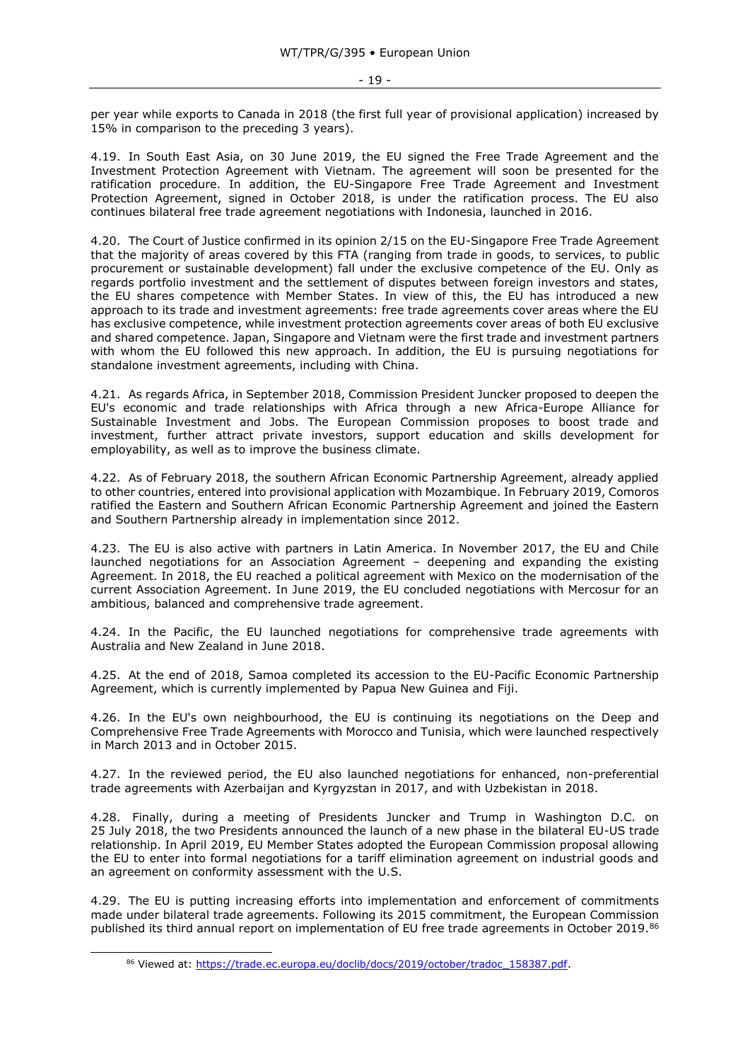per year while exports to Canada in 2018 (the first full year of provisional application) increased by 15% in comparison to the preceding 3 years).

4.19. In South East Asia, on 30 June 2019, the EU signed the Free Trade Agreement and the Investment Protection Agreement with Vietnam. The agreement will soon be presented for the ratification procedure. In addition, the EU-Singapore Free Trade Agreement and Investment Protection Agreement, signed in October 2018, is under the ratification process. The EU also continues bilateral free trade agreement negotiations with Indonesia, launched in 2016.

4.20. The Court of Justice confirmed in its opinion 2/15 on the EU-Singapore Free Trade Agreement that the majority of areas covered by this FTA (ranging from trade in goods, to services, to public procurement or sustainable development) fall under the exclusive competence of the EU. Only as regards portfolio investment and the settlement of disputes between foreign investors and states, the EU shares competence with Member States. In view of this, the EU has introduced a new approach to its trade and investment agreements: free trade agreements cover areas where the EU has exclusive competence, while investment protection agreements cover areas of both EU exclusive and shared competence. Japan, Singapore and Vietnam were the first trade and investment partners with whom the EU followed this new approach. In addition, the EU is pursuing negotiations for standalone investment agreements, including with China.

4.21. As regards Africa, in September 2018, Commission President Juncker proposed to deepen the EU's economic and trade relationships with Africa through a new Africa-Europe Alliance for Sustainable Investment and Jobs. The European Commission proposes to boost trade and investment, further attract private investors, support education and skills development for employability, as well as to improve the business climate.

4.22. As of February 2018, the southern African Economic Partnership Agreement, already applied to other countries, entered into provisional application with Mozambique. In February 2019, Comoros ratified the Eastern and Southern African Economic Partnership Agreement and joined the Eastern and Southern Partnership already in implementation since 2012.

4.23. The EU is also active with partners in Latin America. In November 2017, the EU and Chile launched negotiations for an Association Agreement – deepening and expanding the existing Agreement. In 2018, the EU reached a political agreement with Mexico on the modernisation of the current Association Agreement. In June 2019, the EU concluded negotiations with Mercosur for an ambitious, balanced and comprehensive trade agreement.

4.24. In the Pacific, the EU launched negotiations for comprehensive trade agreements with Australia and New Zealand in June 2018.

4.25. At the end of 2018, Samoa completed its accession to the EU-Pacific Economic Partnership Agreement, which is currently implemented by Papua New Guinea and Fiji.

4.26. In the EU's own neighbourhood, the EU is continuing its negotiations on the Deep and Comprehensive Free Trade Agreements with Morocco and Tunisia, which were launched respectively in March 2013 and in October 2015.

4.27. In the reviewed period, the EU also launched negotiations for enhanced, non-preferential trade agreements with Azerbaijan and Kyrgyzstan in 2017, and with Uzbekistan in 2018.

4.28. Finally, during a meeting of Presidents Juncker and Trump in Washington D.C. on 25 July 2018, the two Presidents announced the launch of a new phase in the bilateral EU-US trade relationship. In April 2019, EU Member States adopted the European Commission proposal allowing the EU to enter into formal negotiations for a tariff elimination agreement on industrial goods and an agreement on conformity assessment with the U.S.

4.29. The EU is putting increasing efforts into implementation and enforcement of commitments made under bilateral trade agreements. Following its 2015 commitment, the European Commission published its third annual report on implementation of EU free trade agreements in October 2019.[86]

[86] Viewed at: https://trade.ec.europa.eu/doclib/docs/2019/october/tradoc_158387.pdf.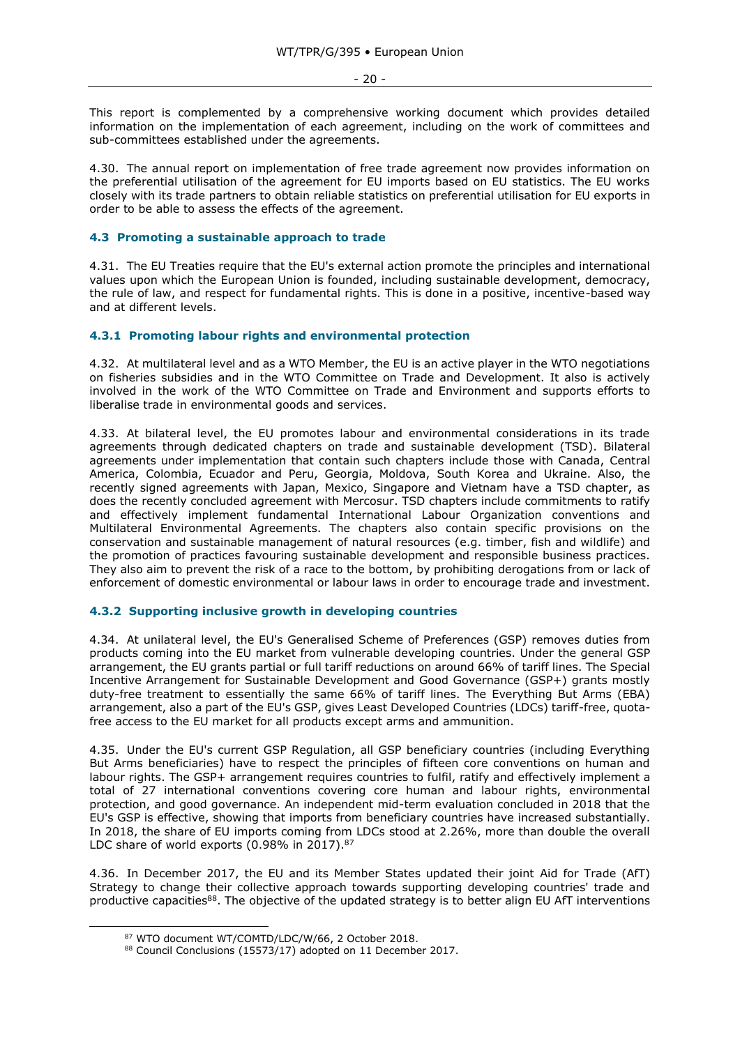This report is complemented by a comprehensive working document which provides detailed information on the implementation of each agreement, including on the work of committees and sub-committees established under the agreements.

4.30. The annual report on implementation of free trade agreement now provides information on the preferential utilisation of the agreement for EU imports based on EU statistics. The EU works closely with its trade partners to obtain reliable statistics on preferential utilisation for EU exports in order to be able to assess the effects of the agreement.

### 4.3 Promoting a sustainable approach to trade

4.31. The EU Treaties require that the EU's external action promote the principles and international values upon which the European Union is founded, including sustainable development, democracy, the rule of law, and respect for fundamental rights. This is done in a positive, incentive-based way and at different levels.

#### 4.3.1 Promoting labour rights and environmental protection

4.32. At multilateral level and as a WTO Member, the EU is an active player in the WTO negotiations on fisheries subsidies and in the WTO Committee on Trade and Development. It also is actively involved in the work of the WTO Committee on Trade and Environment and supports efforts to liberalise trade in environmental goods and services.

4.33. At bilateral level, the EU promotes labour and environmental considerations in its trade agreements through dedicated chapters on trade and sustainable development (TSD). Bilateral agreements under implementation that contain such chapters include those with Canada, Central America, Colombia, Ecuador and Peru, Georgia, Moldova, South Korea and Ukraine. Also, the recently signed agreements with Japan, Mexico, Singapore and Vietnam have a TSD chapter, as does the recently concluded agreement with Mercosur. TSD chapters include commitments to ratify and effectively implement fundamental International Labour Organization conventions and Multilateral Environmental Agreements. The chapters also contain specific provisions on the conservation and sustainable management of natural resources (e.g. timber, fish and wildlife) and the promotion of practices favouring sustainable development and responsible business practices. They also aim to prevent the risk of a race to the bottom, by prohibiting derogations from or lack of enforcement of domestic environmental or labour laws in order to encourage trade and investment.

#### 4.3.2 Supporting inclusive growth in developing countries

4.34. At unilateral level, the EU's Generalised Scheme of Preferences (GSP) removes duties from products coming into the EU market from vulnerable developing countries. Under the general GSP arrangement, the EU grants partial or full tariff reductions on around 66% of tariff lines. The Special Incentive Arrangement for Sustainable Development and Good Governance (GSP+) grants mostly duty-free treatment to essentially the same 66% of tariff lines. The Everything But Arms (EBA) arrangement, also a part of the EU's GSP, gives Least Developed Countries (LDCs) tariff-free, quota-free access to the EU market for all products except arms and ammunition.

4.35. Under the EU's current GSP Regulation, all GSP beneficiary countries (including Everything But Arms beneficiaries) have to respect the principles of fifteen core conventions on human and labour rights. The GSP+ arrangement requires countries to fulfil, ratify and effectively implement a total of 27 international conventions covering core human and labour rights, environmental protection, and good governance. An independent mid-term evaluation concluded in 2018 that the EU's GSP is effective, showing that imports from beneficiary countries have increased substantially. In 2018, the share of EU imports coming from LDCs stood at 2.26%, more than double the overall LDC share of world exports (0.98% in 2017).[87]

4.36. In December 2017, the EU and its Member States updated their joint Aid for Trade (AfT) Strategy to change their collective approach towards supporting developing countries' trade and productive capacities[88]. The objective of the updated strategy is to better align EU AfT interventions

---

[87] WTO document WT/COMTD/LDC/W/66, 2 October 2018.

[88] Council Conclusions (15573/17) adopted on 11 December 2017.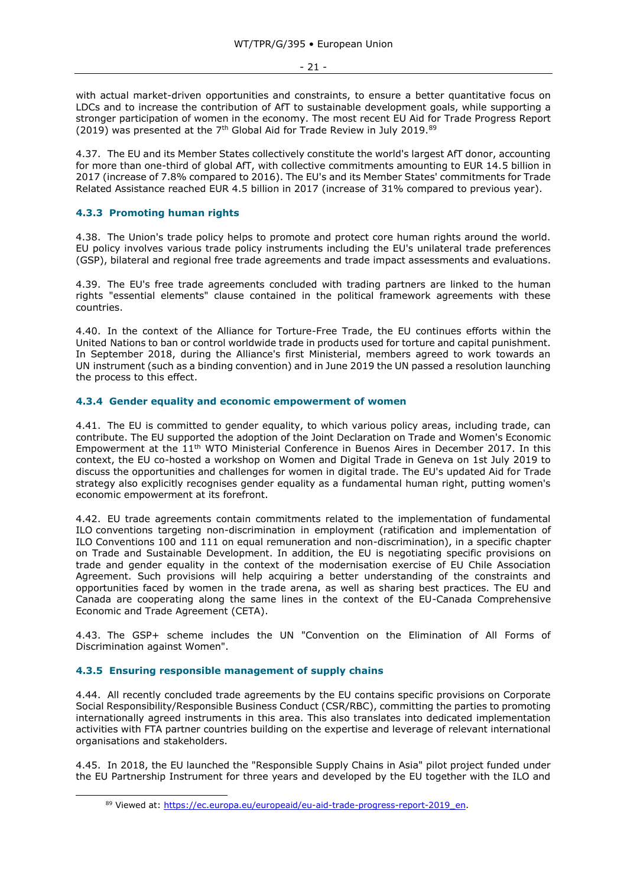with actual market-driven opportunities and constraints, to ensure a better quantitative focus on LDCs and to increase the contribution of AfT to sustainable development goals, while supporting a stronger participation of women in the economy. The most recent EU Aid for Trade Progress Report (2019) was presented at the 7th Global Aid for Trade Review in July 2019.[89]

4.37. The EU and its Member States collectively constitute the world's largest AfT donor, accounting for more than one-third of global AfT, with collective commitments amounting to EUR 14.5 billion in 2017 (increase of 7.8% compared to 2016). The EU's and its Member States' commitments for Trade Related Assistance reached EUR 4.5 billion in 2017 (increase of 31% compared to previous year).

### 4.3.3 Promoting human rights

4.38. The Union's trade policy helps to promote and protect core human rights around the world. EU policy involves various trade policy instruments including the EU's unilateral trade preferences (GSP), bilateral and regional free trade agreements and trade impact assessments and evaluations.

4.39. The EU's free trade agreements concluded with trading partners are linked to the human rights "essential elements" clause contained in the political framework agreements with these countries.

4.40. In the context of the Alliance for Torture-Free Trade, the EU continues efforts within the United Nations to ban or control worldwide trade in products used for torture and capital punishment. In September 2018, during the Alliance's first Ministerial, members agreed to work towards an UN instrument (such as a binding convention) and in June 2019 the UN passed a resolution launching the process to this effect.

### 4.3.4 Gender equality and economic empowerment of women

4.41. The EU is committed to gender equality, to which various policy areas, including trade, can contribute. The EU supported the adoption of the Joint Declaration on Trade and Women's Economic Empowerment at the 11th WTO Ministerial Conference in Buenos Aires in December 2017. In this context, the EU co-hosted a workshop on Women and Digital Trade in Geneva on 1st July 2019 to discuss the opportunities and challenges for women in digital trade. The EU's updated Aid for Trade strategy also explicitly recognises gender equality as a fundamental human right, putting women's economic empowerment at its forefront.

4.42. EU trade agreements contain commitments related to the implementation of fundamental ILO conventions targeting non-discrimination in employment (ratification and implementation of ILO Conventions 100 and 111 on equal remuneration and non-discrimination), in a specific chapter on Trade and Sustainable Development. In addition, the EU is negotiating specific provisions on trade and gender equality in the context of the modernisation exercise of EU Chile Association Agreement. Such provisions will help acquiring a better understanding of the constraints and opportunities faced by women in the trade arena, as well as sharing best practices. The EU and Canada are cooperating along the same lines in the context of the EU-Canada Comprehensive Economic and Trade Agreement (CETA).

4.43. The GSP+ scheme includes the UN "Convention on the Elimination of All Forms of Discrimination against Women".

### 4.3.5 Ensuring responsible management of supply chains

4.44. All recently concluded trade agreements by the EU contains specific provisions on Corporate Social Responsibility/Responsible Business Conduct (CSR/RBC), committing the parties to promoting internationally agreed instruments in this area. This also translates into dedicated implementation activities with FTA partner countries building on the expertise and leverage of relevant international organisations and stakeholders.

4.45. In 2018, the EU launched the "Responsible Supply Chains in Asia" pilot project funded under the EU Partnership Instrument for three years and developed by the EU together with the ILO and

[89] Viewed at: https://ec.europa.eu/europeaid/eu-aid-trade-progress-report-2019_en.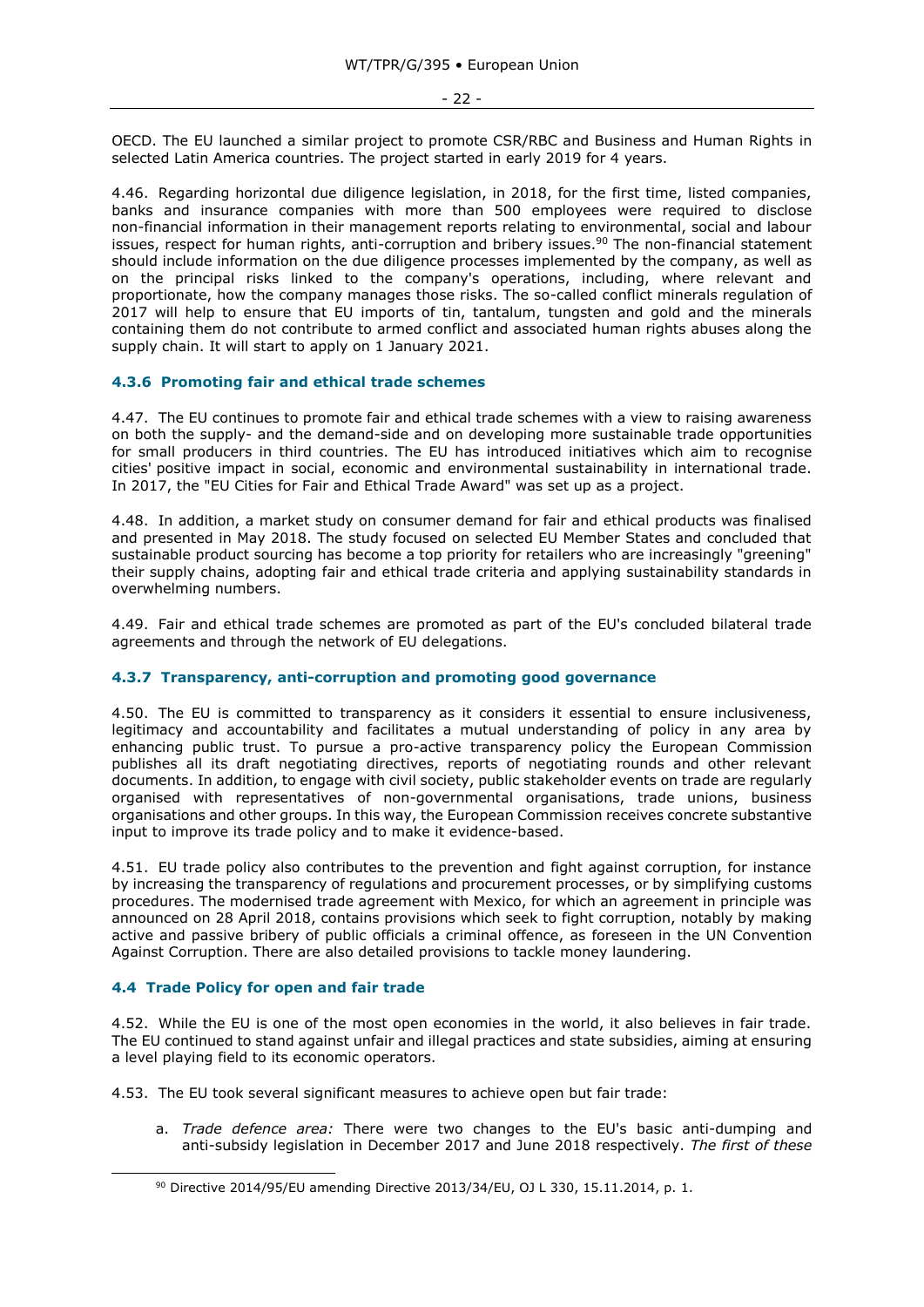OECD. The EU launched a similar project to promote CSR/RBC and Business and Human Rights in selected Latin America countries. The project started in early 2019 for 4 years.

4.46. Regarding horizontal due diligence legislation, in 2018, for the first time, listed companies, banks and insurance companies with more than 500 employees were required to disclose non-financial information in their management reports relating to environmental, social and labour issues, respect for human rights, anti-corruption and bribery issues.[90] The non-financial statement should include information on the due diligence processes implemented by the company, as well as on the principal risks linked to the company's operations, including, where relevant and proportionate, how the company manages those risks. The so-called conflict minerals regulation of 2017 will help to ensure that EU imports of tin, tantalum, tungsten and gold and the minerals containing them do not contribute to armed conflict and associated human rights abuses along the supply chain. It will start to apply on 1 January 2021.

#### 4.3.6 Promoting fair and ethical trade schemes

4.47. The EU continues to promote fair and ethical trade schemes with a view to raising awareness on both the supply- and the demand-side and on developing more sustainable trade opportunities for small producers in third countries. The EU has introduced initiatives which aim to recognise cities' positive impact in social, economic and environmental sustainability in international trade. In 2017, the "EU Cities for Fair and Ethical Trade Award" was set up as a project.

4.48. In addition, a market study on consumer demand for fair and ethical products was finalised and presented in May 2018. The study focused on selected EU Member States and concluded that sustainable product sourcing has become a top priority for retailers who are increasingly "greening" their supply chains, adopting fair and ethical trade criteria and applying sustainability standards in overwhelming numbers.

4.49. Fair and ethical trade schemes are promoted as part of the EU's concluded bilateral trade agreements and through the network of EU delegations.

#### 4.3.7 Transparency, anti-corruption and promoting good governance

4.50. The EU is committed to transparency as it considers it essential to ensure inclusiveness, legitimacy and accountability and facilitates a mutual understanding of policy in any area by enhancing public trust. To pursue a pro-active transparency policy the European Commission publishes all its draft negotiating directives, reports of negotiating rounds and other relevant documents. In addition, to engage with civil society, public stakeholder events on trade are regularly organised with representatives of non-governmental organisations, trade unions, business organisations and other groups. In this way, the European Commission receives concrete substantive input to improve its trade policy and to make it evidence-based.

4.51. EU trade policy also contributes to the prevention and fight against corruption, for instance by increasing the transparency of regulations and procurement processes, or by simplifying customs procedures. The modernised trade agreement with Mexico, for which an agreement in principle was announced on 28 April 2018, contains provisions which seek to fight corruption, notably by making active and passive bribery of public officials a criminal offence, as foreseen in the UN Convention Against Corruption. There are also detailed provisions to tackle money laundering.

### 4.4 Trade Policy for open and fair trade

4.52. While the EU is one of the most open economies in the world, it also believes in fair trade. The EU continued to stand against unfair and illegal practices and state subsidies, aiming at ensuring a level playing field to its economic operators.

4.53. The EU took several significant measures to achieve open but fair trade:

a. *Trade defence area:* There were two changes to the EU's basic anti-dumping and anti-subsidy legislation in December 2017 and June 2018 respectively. *The first of these*

---

[90] Directive 2014/95/EU amending Directive 2013/34/EU, OJ L 330, 15.11.2014, p. 1.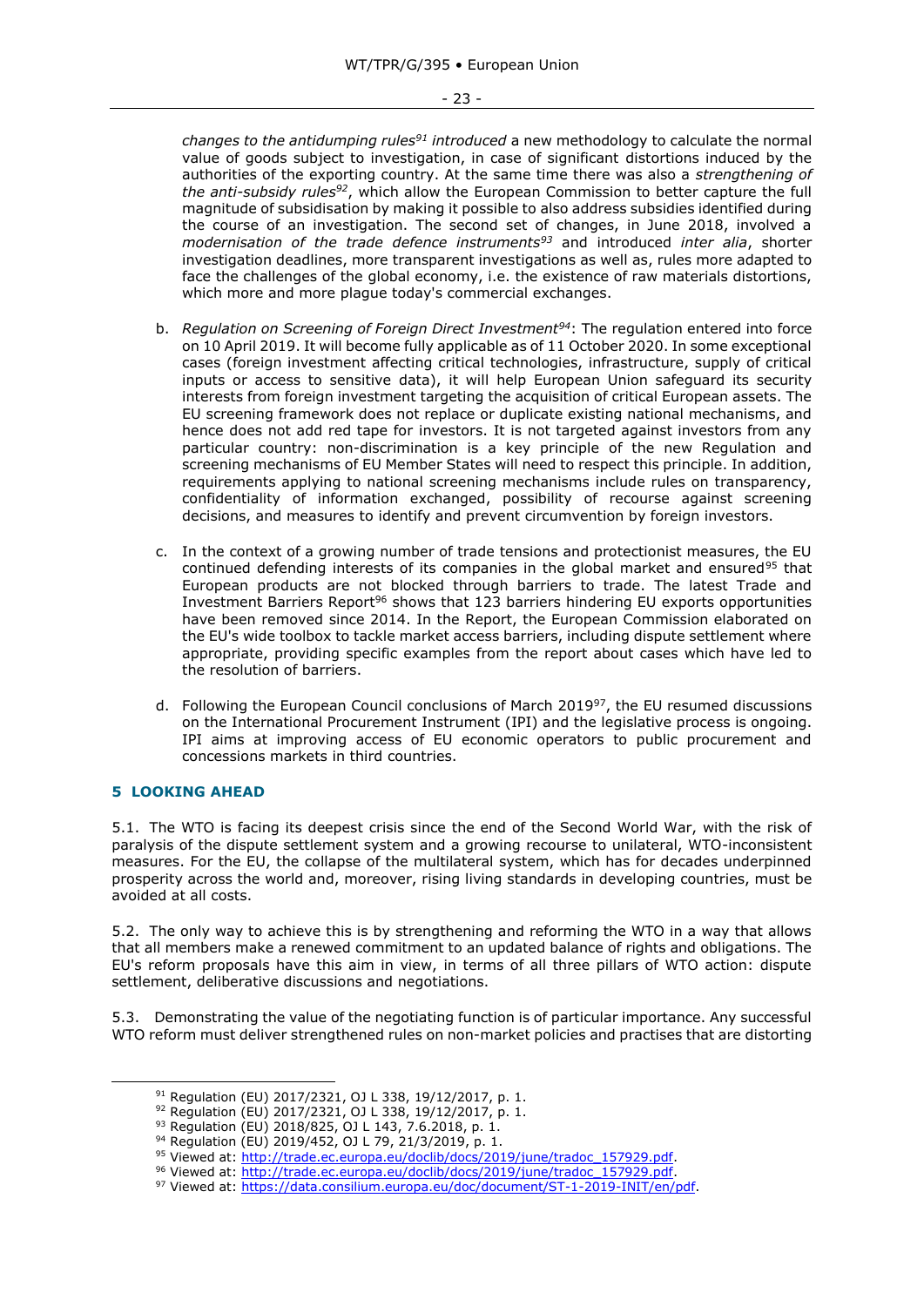*changes to the antidumping rules*[91] *introduced* a new methodology to calculate the normal value of goods subject to investigation, in case of significant distortions induced by the authorities of the exporting country. At the same time there was also a *strengthening of the anti-subsidy rules*[92], which allow the European Commission to better capture the full magnitude of subsidisation by making it possible to also address subsidies identified during the course of an investigation. The second set of changes, in June 2018, involved a *modernisation of the trade defence instruments*[93] and introduced *inter alia*, shorter investigation deadlines, more transparent investigations as well as, rules more adapted to face the challenges of the global economy, i.e. the existence of raw materials distortions, which more and more plague today's commercial exchanges.

b. *Regulation on Screening of Foreign Direct Investment*[94]: The regulation entered into force on 10 April 2019. It will become fully applicable as of 11 October 2020. In some exceptional cases (foreign investment affecting critical technologies, infrastructure, supply of critical inputs or access to sensitive data), it will help European Union safeguard its security interests from foreign investment targeting the acquisition of critical European assets. The EU screening framework does not replace or duplicate existing national mechanisms, and hence does not add red tape for investors. It is not targeted against investors from any particular country: non-discrimination is a key principle of the new Regulation and screening mechanisms of EU Member States will need to respect this principle. In addition, requirements applying to national screening mechanisms include rules on transparency, confidentiality of information exchanged, possibility of recourse against screening decisions, and measures to identify and prevent circumvention by foreign investors.

c. In the context of a growing number of trade tensions and protectionist measures, the EU continued defending interests of its companies in the global market and ensured[95] that European products are not blocked through barriers to trade. The latest Trade and Investment Barriers Report[96] shows that 123 barriers hindering EU exports opportunities have been removed since 2014. In the Report, the European Commission elaborated on the EU's wide toolbox to tackle market access barriers, including dispute settlement where appropriate, providing specific examples from the report about cases which have led to the resolution of barriers.

d. Following the European Council conclusions of March 2019[97], the EU resumed discussions on the International Procurement Instrument (IPI) and the legislative process is ongoing. IPI aims at improving access of EU economic operators to public procurement and concessions markets in third countries.

## 5 LOOKING AHEAD

5.1. The WTO is facing its deepest crisis since the end of the Second World War, with the risk of paralysis of the dispute settlement system and a growing recourse to unilateral, WTO-inconsistent measures. For the EU, the collapse of the multilateral system, which has for decades underpinned prosperity across the world and, moreover, rising living standards in developing countries, must be avoided at all costs.

5.2. The only way to achieve this is by strengthening and reforming the WTO in a way that allows that all members make a renewed commitment to an updated balance of rights and obligations. The EU's reform proposals have this aim in view, in terms of all three pillars of WTO action: dispute settlement, deliberative discussions and negotiations.

5.3. Demonstrating the value of the negotiating function is of particular importance. Any successful WTO reform must deliver strengthened rules on non-market policies and practises that are distorting

---

[91] Regulation (EU) 2017/2321, OJ L 338, 19/12/2017, p. 1.
[92] Regulation (EU) 2017/2321, OJ L 338, 19/12/2017, p. 1.
[93] Regulation (EU) 2018/825, OJ L 143, 7.6.2018, p. 1.
[94] Regulation (EU) 2019/452, OJ L 79, 21/3/2019, p. 1.
[95] Viewed at: http://trade.ec.europa.eu/doclib/docs/2019/june/tradoc_157929.pdf.
[96] Viewed at: http://trade.ec.europa.eu/doclib/docs/2019/june/tradoc_157929.pdf.
[97] Viewed at: https://data.consilium.europa.eu/doc/document/ST-1-2019-INIT/en/pdf.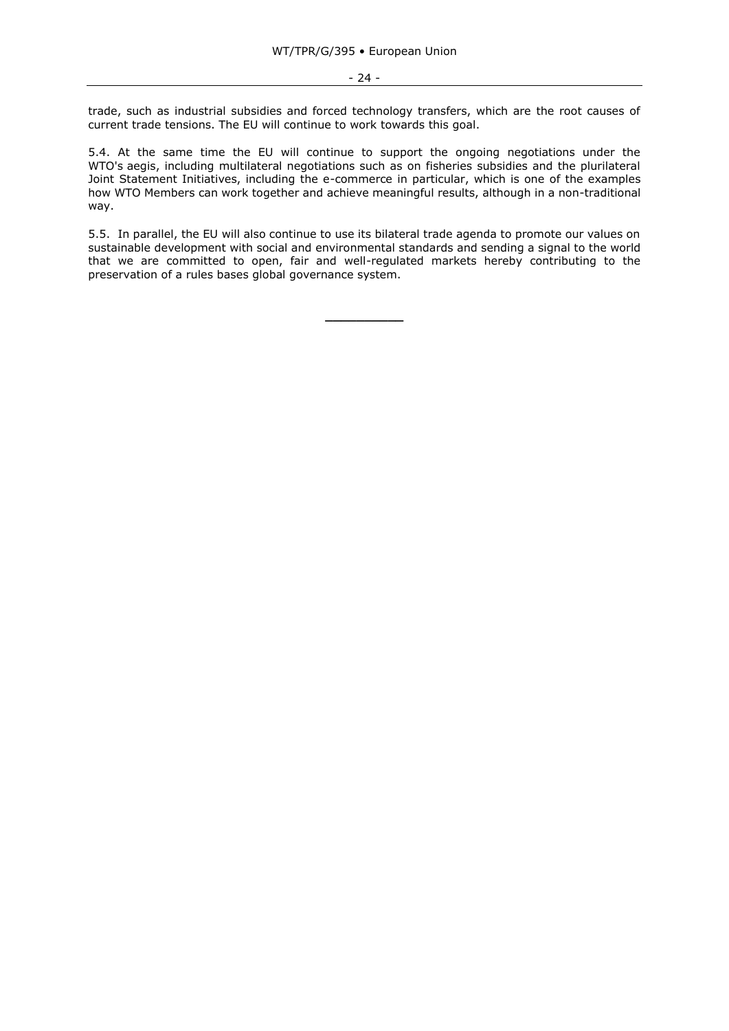trade, such as industrial subsidies and forced technology transfers, which are the root causes of current trade tensions. The EU will continue to work towards this goal.

5.4. At the same time the EU will continue to support the ongoing negotiations under the WTO's aegis, including multilateral negotiations such as on fisheries subsidies and the plurilateral Joint Statement Initiatives, including the e-commerce in particular, which is one of the examples how WTO Members can work together and achieve meaningful results, although in a non-traditional way.

5.5. In parallel, the EU will also continue to use its bilateral trade agenda to promote our values on sustainable development with social and environmental standards and sending a signal to the world that we are committed to open, fair and well-regulated markets hereby contributing to the preservation of a rules bases global governance system.

---